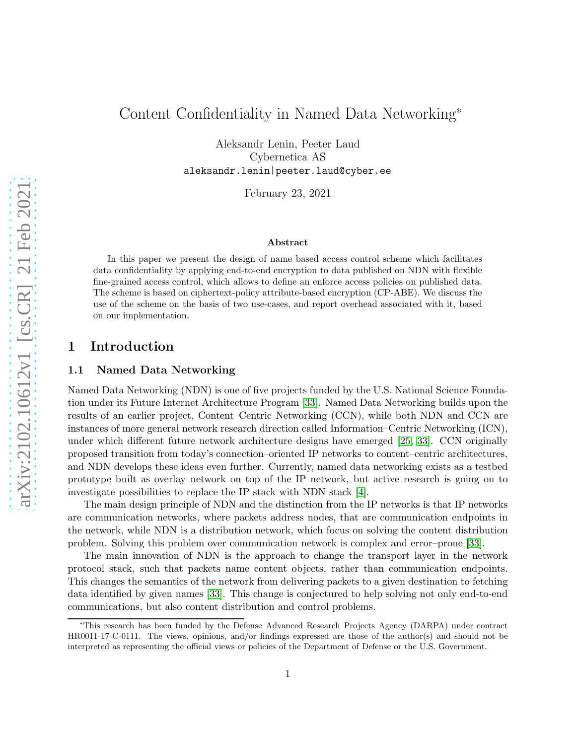# Content Confidentiality in Named Data Networking*

Aleksandr Lenin, Peeter Laud
Cybernetica AS
aleksandr.lenin|peeter.laud@cyber.ee

February 23, 2021

### Abstract

In this paper we present the design of name based access control scheme which facilitates data confidentiality by applying end-to-end encryption to data published on NDN with flexible fine-grained access control, which allows to define an enforce access policies on published data. The scheme is based on ciphertext-policy attribute-based encryption (CP-ABE). We discuss the use of the scheme on the basis of two use-cases, and report overhead associated with it, based on our implementation.

## 1 Introduction

### 1.1 Named Data Networking

Named Data Networking (NDN) is one of five projects funded by the U.S. National Science Foundation under its Future Internet Architecture Program [33]. Named Data Networking builds upon the results of an earlier project, Content–Centric Networking (CCN), while both NDN and CCN are instances of more general network research direction called Information–Centric Networking (ICN), under which different future network architecture designs have emerged [25, 33]. CCN originally proposed transition from today's connection–oriented IP networks to content–centric architectures, and NDN develops these ideas even further. Currently, named data networking exists as a testbed prototype built as overlay network on top of the IP network, but active research is going on to investigate possibilities to replace the IP stack with NDN stack [4].

The main design principle of NDN and the distinction from the IP networks is that IP networks are communication networks, where packets address nodes, that are communication endpoints in the network, while NDN is a distribution network, which focus on solving the content distribution problem. Solving this problem over communication network is complex and error–prone [33].

The main innovation of NDN is the approach to change the transport layer in the network protocol stack, such that packets name content objects, rather than communication endpoints. This changes the semantics of the network from delivering packets to a given destination to fetching data identified by given names [33]. This change is conjectured to help solving not only end-to-end communications, but also content distribution and control problems.

*This research has been funded by the Defense Advanced Research Projects Agency (DARPA) under contract HR0011-17-C-0111. The views, opinions, and/or findings expressed are those of the author(s) and should not be interpreted as representing the official views or policies of the Department of Defense or the U.S. Government.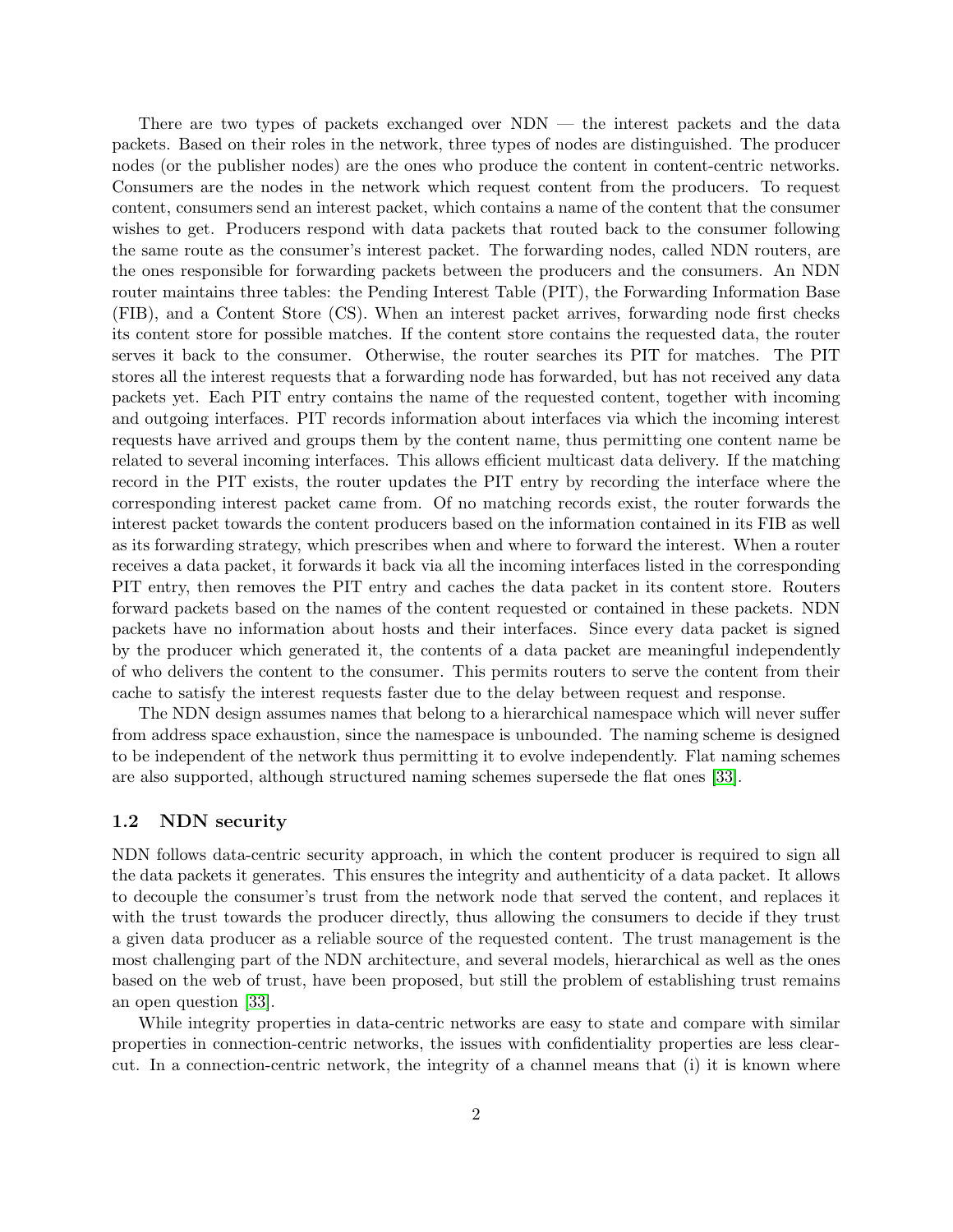There are two types of packets exchanged over NDN — the interest packets and the data packets. Based on their roles in the network, three types of nodes are distinguished. The producer nodes (or the publisher nodes) are the ones who produce the content in content-centric networks. Consumers are the nodes in the network which request content from the producers. To request content, consumers send an interest packet, which contains a name of the content that the consumer wishes to get. Producers respond with data packets that routed back to the consumer following the same route as the consumer's interest packet. The forwarding nodes, called NDN routers, are the ones responsible for forwarding packets between the producers and the consumers. An NDN router maintains three tables: the Pending Interest Table (PIT), the Forwarding Information Base (FIB), and a Content Store (CS). When an interest packet arrives, forwarding node first checks its content store for possible matches. If the content store contains the requested data, the router serves it back to the consumer. Otherwise, the router searches its PIT for matches. The PIT stores all the interest requests that a forwarding node has forwarded, but has not received any data packets yet. Each PIT entry contains the name of the requested content, together with incoming and outgoing interfaces. PIT records information about interfaces via which the incoming interest requests have arrived and groups them by the content name, thus permitting one content name be related to several incoming interfaces. This allows efficient multicast data delivery. If the matching record in the PIT exists, the router updates the PIT entry by recording the interface where the corresponding interest packet came from. Of no matching records exist, the router forwards the interest packet towards the content producers based on the information contained in its FIB as well as its forwarding strategy, which prescribes when and where to forward the interest. When a router receives a data packet, it forwards it back via all the incoming interfaces listed in the corresponding PIT entry, then removes the PIT entry and caches the data packet in its content store. Routers forward packets based on the names of the content requested or contained in these packets. NDN packets have no information about hosts and their interfaces. Since every data packet is signed by the producer which generated it, the contents of a data packet are meaningful independently of who delivers the content to the consumer. This permits routers to serve the content from their cache to satisfy the interest requests faster due to the delay between request and response.

The NDN design assumes names that belong to a hierarchical namespace which will never suffer from address space exhaustion, since the namespace is unbounded. The naming scheme is designed to be independent of the network thus permitting it to evolve independently. Flat naming schemes are also supported, although structured naming schemes supersede the flat ones [33].

### 1.2 NDN security

NDN follows data-centric security approach, in which the content producer is required to sign all the data packets it generates. This ensures the integrity and authenticity of a data packet. It allows to decouple the consumer's trust from the network node that served the content, and replaces it with the trust towards the producer directly, thus allowing the consumers to decide if they trust a given data producer as a reliable source of the requested content. The trust management is the most challenging part of the NDN architecture, and several models, hierarchical as well as the ones based on the web of trust, have been proposed, but still the problem of establishing trust remains an open question [33].

While integrity properties in data-centric networks are easy to state and compare with similar properties in connection-centric networks, the issues with confidentiality properties are less clear-cut. In a connection-centric network, the integrity of a channel means that (i) it is known where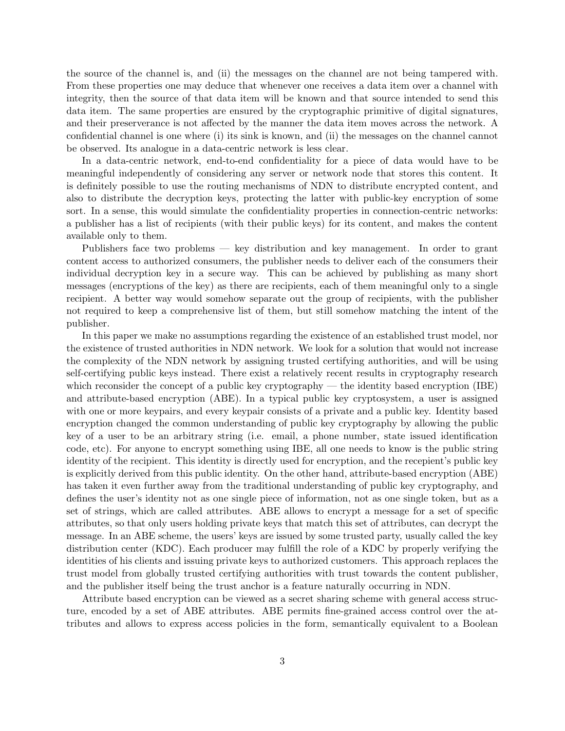the source of the channel is, and (ii) the messages on the channel are not being tampered with. From these properties one may deduce that whenever one receives a data item over a channel with integrity, then the source of that data item will be known and that source intended to send this data item. The same properties are ensured by the cryptographic primitive of digital signatures, and their preserverance is not affected by the manner the data item moves across the network. A confidential channel is one where (i) its sink is known, and (ii) the messages on the channel cannot be observed. Its analogue in a data-centric network is less clear.

In a data-centric network, end-to-end confidentiality for a piece of data would have to be meaningful independently of considering any server or network node that stores this content. It is definitely possible to use the routing mechanisms of NDN to distribute encrypted content, and also to distribute the decryption keys, protecting the latter with public-key encryption of some sort. In a sense, this would simulate the confidentiality properties in connection-centric networks: a publisher has a list of recipients (with their public keys) for its content, and makes the content available only to them.

Publishers face two problems — key distribution and key management. In order to grant content access to authorized consumers, the publisher needs to deliver each of the consumers their individual decryption key in a secure way. This can be achieved by publishing as many short messages (encryptions of the key) as there are recipients, each of them meaningful only to a single recipient. A better way would somehow separate out the group of recipients, with the publisher not required to keep a comprehensive list of them, but still somehow matching the intent of the publisher.

In this paper we make no assumptions regarding the existence of an established trust model, nor the existence of trusted authorities in NDN network. We look for a solution that would not increase the complexity of the NDN network by assigning trusted certifying authorities, and will be using self-certifying public keys instead. There exist a relatively recent results in cryptography research which reconsider the concept of a public key cryptography — the identity based encryption (IBE) and attribute-based encryption (ABE). In a typical public key cryptosystem, a user is assigned with one or more keypairs, and every keypair consists of a private and a public key. Identity based encryption changed the common understanding of public key cryptography by allowing the public key of a user to be an arbitrary string (i.e. email, a phone number, state issued identification code, etc). For anyone to encrypt something using IBE, all one needs to know is the public string identity of the recipient. This identity is directly used for encryption, and the recepient's public key is explicitly derived from this public identity. On the other hand, attribute-based encryption (ABE) has taken it even further away from the traditional understanding of public key cryptography, and defines the user's identity not as one single piece of information, not as one single token, but as a set of strings, which are called attributes. ABE allows to encrypt a message for a set of specific attributes, so that only users holding private keys that match this set of attributes, can decrypt the message. In an ABE scheme, the users' keys are issued by some trusted party, usually called the key distribution center (KDC). Each producer may fulfill the role of a KDC by properly verifying the identities of his clients and issuing private keys to authorized customers. This approach replaces the trust model from globally trusted certifying authorities with trust towards the content publisher, and the publisher itself being the trust anchor is a feature naturally occurring in NDN.

Attribute based encryption can be viewed as a secret sharing scheme with general access structure, encoded by a set of ABE attributes. ABE permits fine-grained access control over the attributes and allows to express access policies in the form, semantically equivalent to a Boolean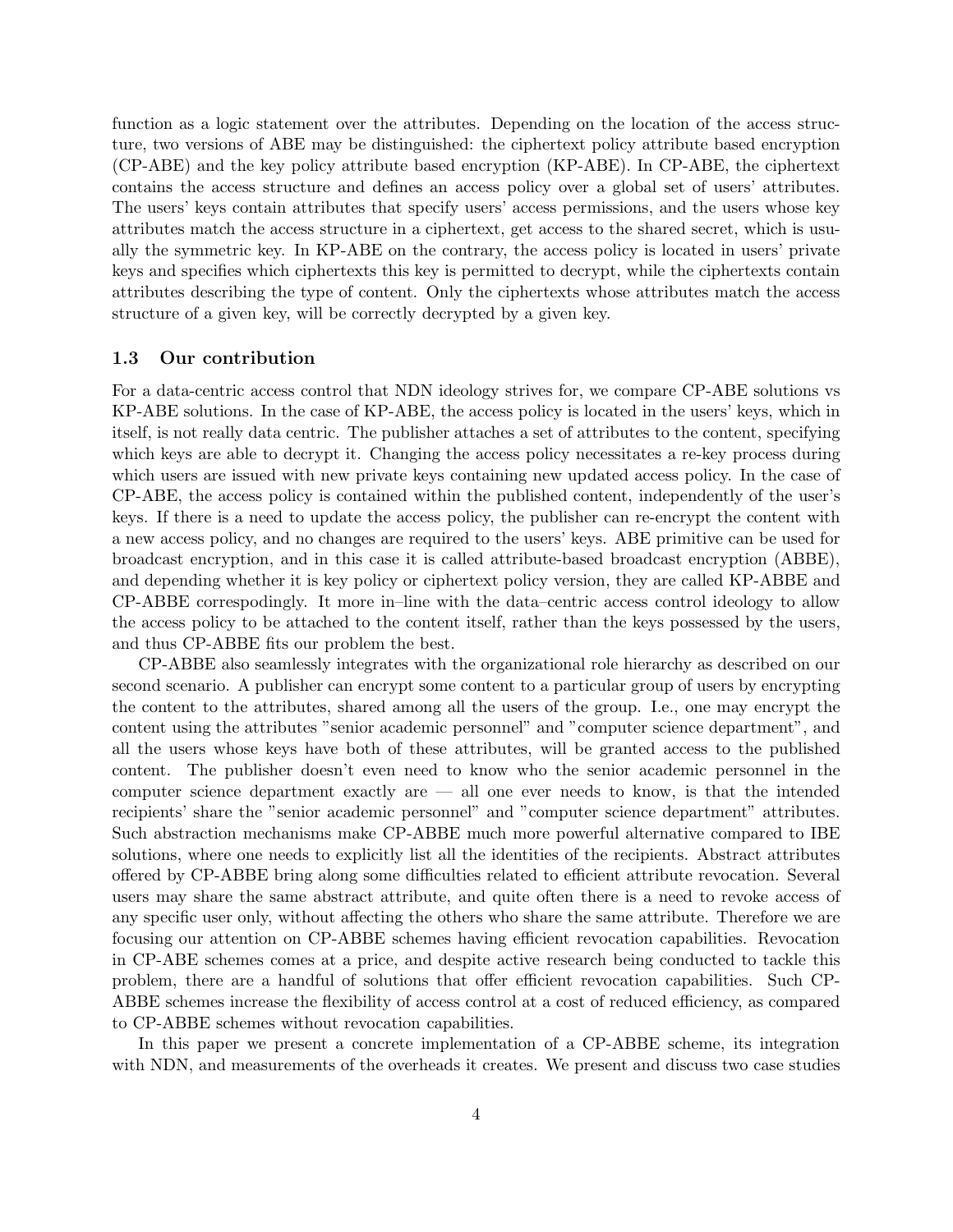function as a logic statement over the attributes. Depending on the location of the access structure, two versions of ABE may be distinguished: the ciphertext policy attribute based encryption (CP-ABE) and the key policy attribute based encryption (KP-ABE). In CP-ABE, the ciphertext contains the access structure and defines an access policy over a global set of users' attributes. The users' keys contain attributes that specify users' access permissions, and the users whose key attributes match the access structure in a ciphertext, get access to the shared secret, which is usually the symmetric key. In KP-ABE on the contrary, the access policy is located in users' private keys and specifies which ciphertexts this key is permitted to decrypt, while the ciphertexts contain attributes describing the type of content. Only the ciphertexts whose attributes match the access structure of a given key, will be correctly decrypted by a given key.

### 1.3 Our contribution

For a data-centric access control that NDN ideology strives for, we compare CP-ABE solutions vs KP-ABE solutions. In the case of KP-ABE, the access policy is located in the users' keys, which in itself, is not really data centric. The publisher attaches a set of attributes to the content, specifying which keys are able to decrypt it. Changing the access policy necessitates a re-key process during which users are issued with new private keys containing new updated access policy. In the case of CP-ABE, the access policy is contained within the published content, independently of the user's keys. If there is a need to update the access policy, the publisher can re-encrypt the content with a new access policy, and no changes are required to the users' keys. ABE primitive can be used for broadcast encryption, and in this case it is called attribute-based broadcast encryption (ABBE), and depending whether it is key policy or ciphertext policy version, they are called KP-ABBE and CP-ABBE correspodingly. It more in–line with the data–centric access control ideology to allow the access policy to be attached to the content itself, rather than the keys possessed by the users, and thus CP-ABBE fits our problem the best.

CP-ABBE also seamlessly integrates with the organizational role hierarchy as described on our second scenario. A publisher can encrypt some content to a particular group of users by encrypting the content to the attributes, shared among all the users of the group. I.e., one may encrypt the content using the attributes "senior academic personnel" and "computer science department", and all the users whose keys have both of these attributes, will be granted access to the published content. The publisher doesn't even need to know who the senior academic personnel in the computer science department exactly are — all one ever needs to know, is that the intended recipients' share the "senior academic personnel" and "computer science department" attributes. Such abstraction mechanisms make CP-ABBE much more powerful alternative compared to IBE solutions, where one needs to explicitly list all the identities of the recipients. Abstract attributes offered by CP-ABBE bring along some difficulties related to efficient attribute revocation. Several users may share the same abstract attribute, and quite often there is a need to revoke access of any specific user only, without affecting the others who share the same attribute. Therefore we are focusing our attention on CP-ABBE schemes having efficient revocation capabilities. Revocation in CP-ABE schemes comes at a price, and despite active research being conducted to tackle this problem, there are a handful of solutions that offer efficient revocation capabilities. Such CP-ABBE schemes increase the flexibility of access control at a cost of reduced efficiency, as compared to CP-ABBE schemes without revocation capabilities.

In this paper we present a concrete implementation of a CP-ABBE scheme, its integration with NDN, and measurements of the overheads it creates. We present and discuss two case studies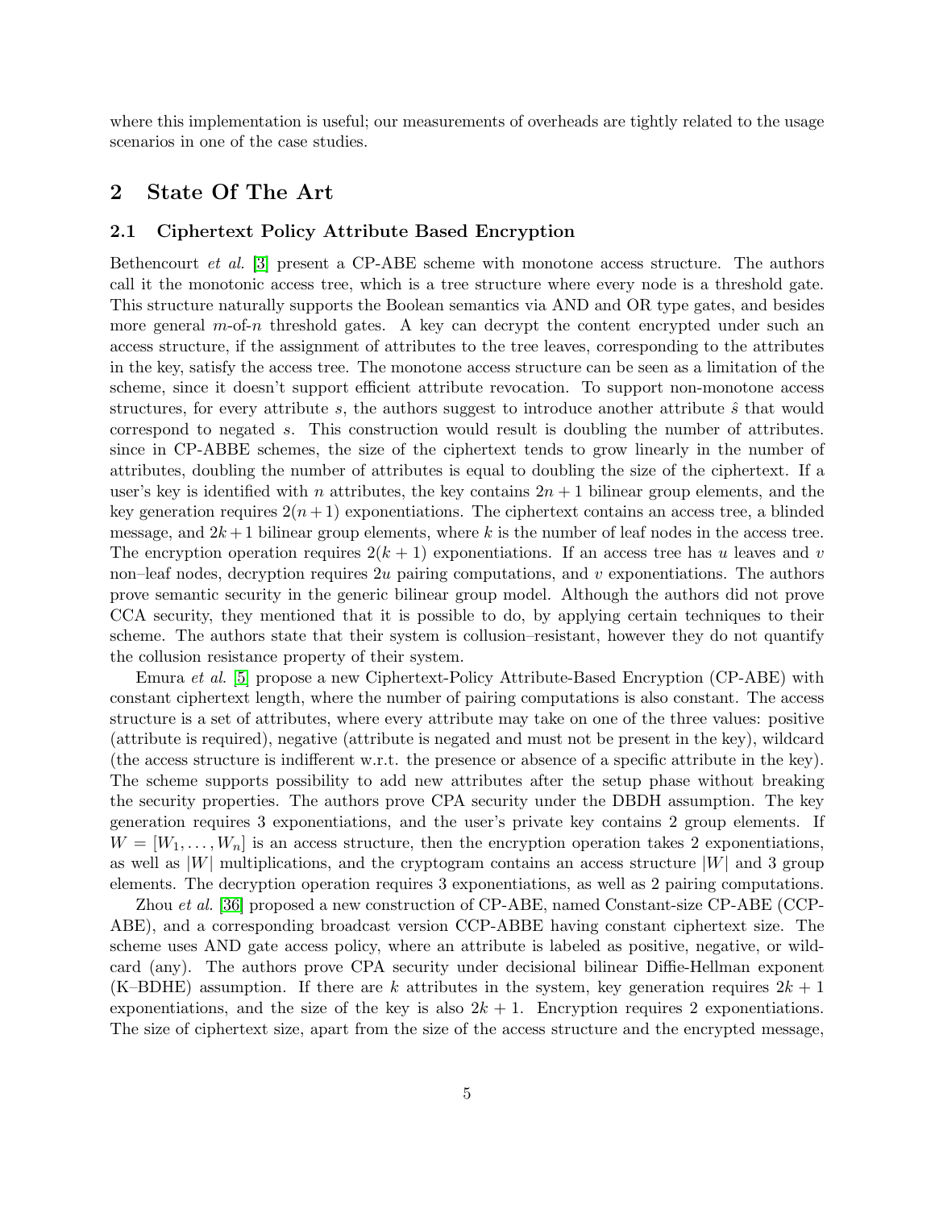where this implementation is useful; our measurements of overheads are tightly related to the usage scenarios in one of the case studies.

## 2 State Of The Art

### 2.1 Ciphertext Policy Attribute Based Encryption

Bethencourt *et al.* [3] present a CP-ABE scheme with monotone access structure. The authors call it the monotonic access tree, which is a tree structure where every node is a threshold gate. This structure naturally supports the Boolean semantics via AND and OR type gates, and besides more general $m$-of-$n$ threshold gates. A key can decrypt the content encrypted under such an access structure, if the assignment of attributes to the tree leaves, corresponding to the attributes in the key, satisfy the access tree. The monotone access structure can be seen as a limitation of the scheme, since it doesn't support efficient attribute revocation. To support non-monotone access structures, for every attribute $s$, the authors suggest to introduce another attribute $\hat{s}$ that would correspond to negated $s$. This construction would result is doubling the number of attributes. since in CP-ABBE schemes, the size of the ciphertext tends to grow linearly in the number of attributes, doubling the number of attributes is equal to doubling the size of the ciphertext. If a user's key is identified with $n$ attributes, the key contains $2n + 1$ bilinear group elements, and the key generation requires $2(n + 1)$ exponentiations. The ciphertext contains an access tree, a blinded message, and $2k + 1$ bilinear group elements, where $k$ is the number of leaf nodes in the access tree. The encryption operation requires $2(k + 1)$ exponentiations. If an access tree has $u$ leaves and $v$ non–leaf nodes, decryption requires $2u$ pairing computations, and $v$ exponentiations. The authors prove semantic security in the generic bilinear group model. Although the authors did not prove CCA security, they mentioned that it is possible to do, by applying certain techniques to their scheme. The authors state that their system is collusion–resistant, however they do not quantify the collusion resistance property of their system.

Emura *et al.* [5] propose a new Ciphertext-Policy Attribute-Based Encryption (CP-ABE) with constant ciphertext length, where the number of pairing computations is also constant. The access structure is a set of attributes, where every attribute may take on one of the three values: positive (attribute is required), negative (attribute is negated and must not be present in the key), wildcard (the access structure is indifferent w.r.t. the presence or absence of a specific attribute in the key). The scheme supports possibility to add new attributes after the setup phase without breaking the security properties. The authors prove CPA security under the DBDH assumption. The key generation requires 3 exponentiations, and the user's private key contains 2 group elements. If $W = [W_1, \ldots, W_n]$ is an access structure, then the encryption operation takes 2 exponentiations, as well as $|W|$ multiplications, and the cryptogram contains an access structure $|W|$ and 3 group elements. The decryption operation requires 3 exponentiations, as well as 2 pairing computations.

Zhou *et al.* [36] proposed a new construction of CP-ABE, named Constant-size CP-ABE (CCP-ABE), and a corresponding broadcast version CCP-ABBE having constant ciphertext size. The scheme uses AND gate access policy, where an attribute is labeled as positive, negative, or wildcard (any). The authors prove CPA security under decisional bilinear Diffie-Hellman exponent (K–BDHE) assumption. If there are $k$ attributes in the system, key generation requires $2k + 1$ exponentiations, and the size of the key is also $2k + 1$. Encryption requires 2 exponentiations. The size of ciphertext size, apart from the size of the access structure and the encrypted message,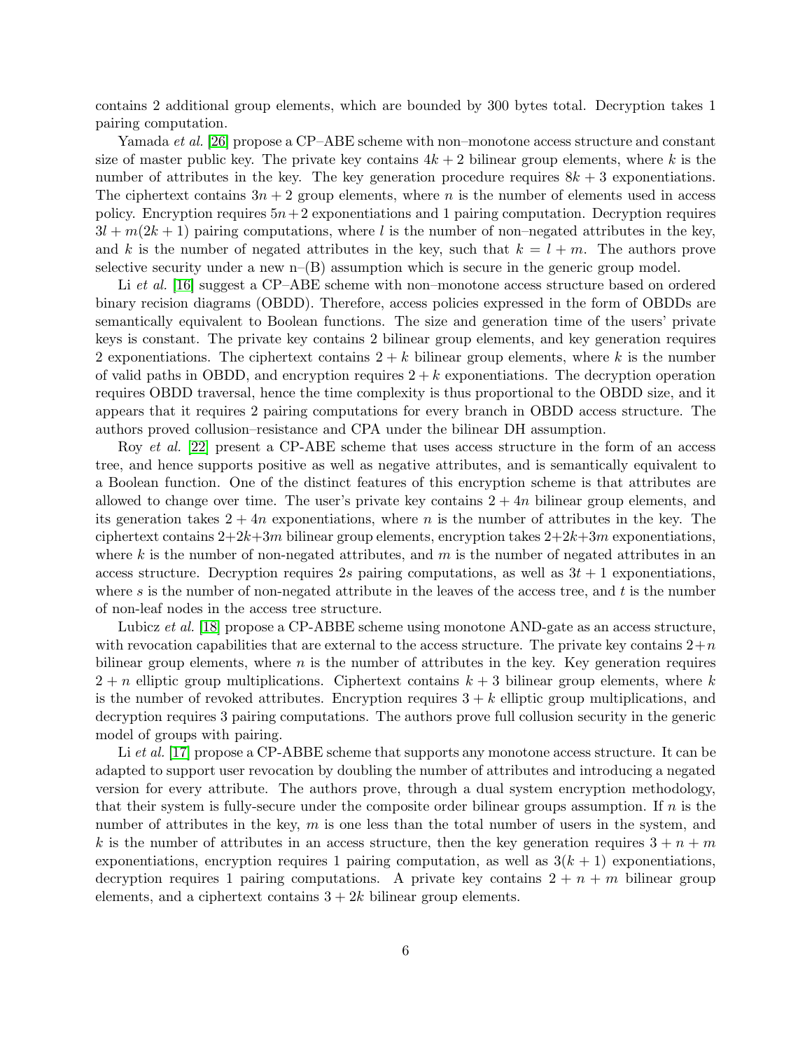contains 2 additional group elements, which are bounded by 300 bytes total. Decryption takes 1 pairing computation.

Yamada *et al.* [26] propose a CP–ABE scheme with non–monotone access structure and constant size of master public key. The private key contains $4k + 2$ bilinear group elements, where $k$ is the number of attributes in the key. The key generation procedure requires $8k + 3$ exponentiations. The ciphertext contains $3n + 2$ group elements, where $n$ is the number of elements used in access policy. Encryption requires $5n + 2$ exponentiations and 1 pairing computation. Decryption requires $3l + m(2k + 1)$ pairing computations, where $l$ is the number of non–negated attributes in the key, and $k$ is the number of negated attributes in the key, such that $k = l + m$. The authors prove selective security under a new n–(B) assumption which is secure in the generic group model.

Li *et al.* [16] suggest a CP–ABE scheme with non–monotone access structure based on ordered binary recision diagrams (OBDD). Therefore, access policies expressed in the form of OBDDs are semantically equivalent to Boolean functions. The size and generation time of the users' private keys is constant. The private key contains 2 bilinear group elements, and key generation requires 2 exponentiations. The ciphertext contains $2 + k$ bilinear group elements, where $k$ is the number of valid paths in OBDD, and encryption requires $2 + k$ exponentiations. The decryption operation requires OBDD traversal, hence the time complexity is thus proportional to the OBDD size, and it appears that it requires 2 pairing computations for every branch in OBDD access structure. The authors proved collusion–resistance and CPA under the bilinear DH assumption.

Roy *et al.* [22] present a CP-ABE scheme that uses access structure in the form of an access tree, and hence supports positive as well as negative attributes, and is semantically equivalent to a Boolean function. One of the distinct features of this encryption scheme is that attributes are allowed to change over time. The user's private key contains $2 + 4n$ bilinear group elements, and its generation takes $2 + 4n$ exponentiations, where $n$ is the number of attributes in the key. The ciphertext contains $2+2k+3m$ bilinear group elements, encryption takes $2+2k+3m$ exponentiations, where $k$ is the number of non-negated attributes, and $m$ is the number of negated attributes in an access structure. Decryption requires $2s$ pairing computations, as well as $3t + 1$ exponentiations, where $s$ is the number of non-negated attribute in the leaves of the access tree, and $t$ is the number of non-leaf nodes in the access tree structure.

Lubicz *et al.* [18] propose a CP-ABBE scheme using monotone AND-gate as an access structure, with revocation capabilities that are external to the access structure. The private key contains $2+n$ bilinear group elements, where $n$ is the number of attributes in the key. Key generation requires $2 + n$ elliptic group multiplications. Ciphertext contains $k + 3$ bilinear group elements, where $k$ is the number of revoked attributes. Encryption requires $3 + k$ elliptic group multiplications, and decryption requires 3 pairing computations. The authors prove full collusion security in the generic model of groups with pairing.

Li *et al.* [17] propose a CP-ABBE scheme that supports any monotone access structure. It can be adapted to support user revocation by doubling the number of attributes and introducing a negated version for every attribute. The authors prove, through a dual system encryption methodology, that their system is fully-secure under the composite order bilinear groups assumption. If $n$ is the number of attributes in the key, $m$ is one less than the total number of users in the system, and $k$ is the number of attributes in an access structure, then the key generation requires $3 + n + m$ exponentiations, encryption requires 1 pairing computation, as well as $3(k + 1)$ exponentiations, decryption requires 1 pairing computations. A private key contains $2 + n + m$ bilinear group elements, and a ciphertext contains $3 + 2k$ bilinear group elements.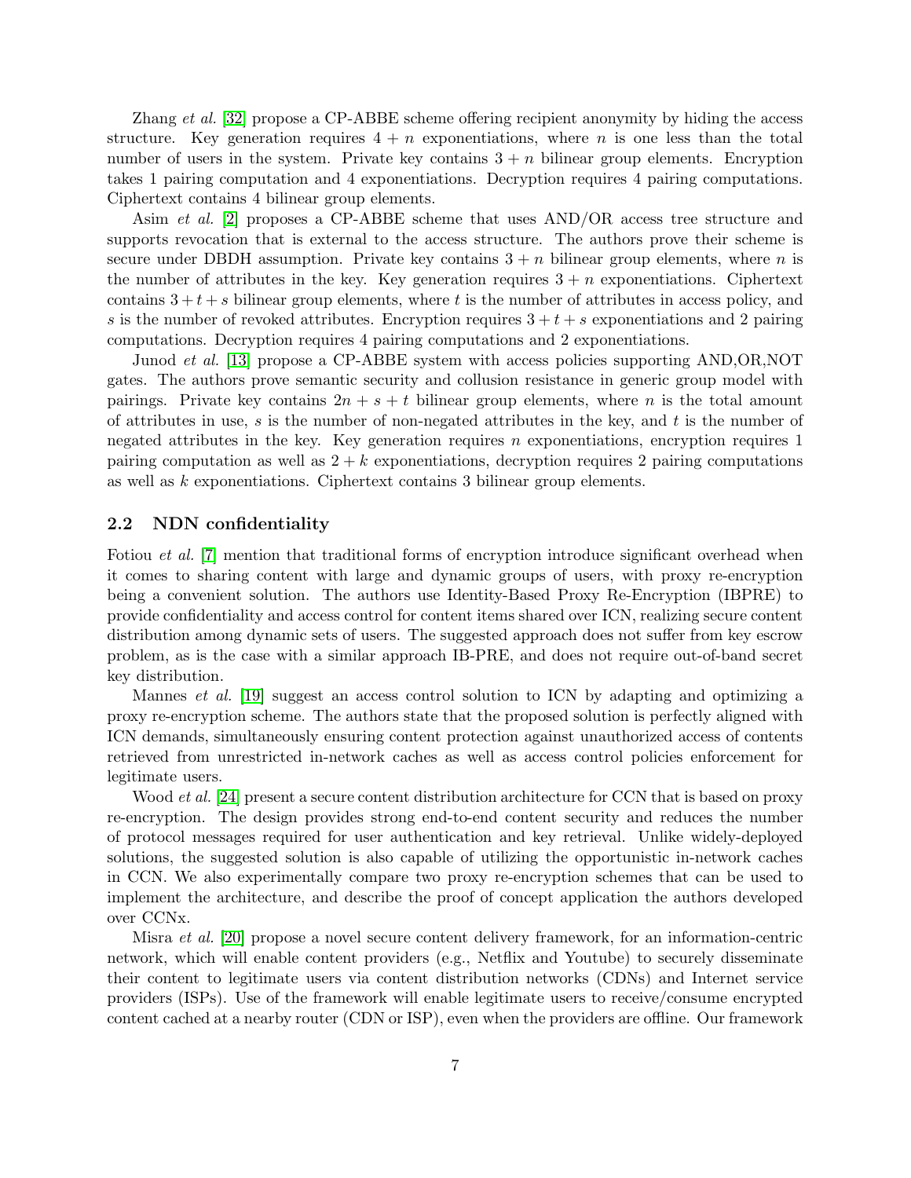Zhang *et al.* [32] propose a CP-ABBE scheme offering recipient anonymity by hiding the access structure. Key generation requires $4 + n$ exponentiations, where $n$ is one less than the total number of users in the system. Private key contains $3 + n$ bilinear group elements. Encryption takes 1 pairing computation and 4 exponentiations. Decryption requires 4 pairing computations. Ciphertext contains 4 bilinear group elements.

Asim *et al.* [2] proposes a CP-ABBE scheme that uses AND/OR access tree structure and supports revocation that is external to the access structure. The authors prove their scheme is secure under DBDH assumption. Private key contains $3 + n$ bilinear group elements, where $n$ is the number of attributes in the key. Key generation requires $3 + n$ exponentiations. Ciphertext contains $3 + t + s$ bilinear group elements, where $t$ is the number of attributes in access policy, and $s$ is the number of revoked attributes. Encryption requires $3 + t + s$ exponentiations and 2 pairing computations. Decryption requires 4 pairing computations and 2 exponentiations.

Junod *et al.* [13] propose a CP-ABBE system with access policies supporting AND,OR,NOT gates. The authors prove semantic security and collusion resistance in generic group model with pairings. Private key contains $2n + s + t$ bilinear group elements, where $n$ is the total amount of attributes in use, $s$ is the number of non-negated attributes in the key, and $t$ is the number of negated attributes in the key. Key generation requires $n$ exponentiations, encryption requires 1 pairing computation as well as $2 + k$ exponentiations, decryption requires 2 pairing computations as well as $k$ exponentiations. Ciphertext contains 3 bilinear group elements.

### 2.2 NDN confidentiality

Fotiou *et al.* [7] mention that traditional forms of encryption introduce significant overhead when it comes to sharing content with large and dynamic groups of users, with proxy re-encryption being a convenient solution. The authors use Identity-Based Proxy Re-Encryption (IBPRE) to provide confidentiality and access control for content items shared over ICN, realizing secure content distribution among dynamic sets of users. The suggested approach does not suffer from key escrow problem, as is the case with a similar approach IB-PRE, and does not require out-of-band secret key distribution.

Mannes *et al.* [19] suggest an access control solution to ICN by adapting and optimizing a proxy re-encryption scheme. The authors state that the proposed solution is perfectly aligned with ICN demands, simultaneously ensuring content protection against unauthorized access of contents retrieved from unrestricted in-network caches as well as access control policies enforcement for legitimate users.

Wood *et al.* [24] present a secure content distribution architecture for CCN that is based on proxy re-encryption. The design provides strong end-to-end content security and reduces the number of protocol messages required for user authentication and key retrieval. Unlike widely-deployed solutions, the suggested solution is also capable of utilizing the opportunistic in-network caches in CCN. We also experimentally compare two proxy re-encryption schemes that can be used to implement the architecture, and describe the proof of concept application the authors developed over CCNx.

Misra *et al.* [20] propose a novel secure content delivery framework, for an information-centric network, which will enable content providers (e.g., Netflix and Youtube) to securely disseminate their content to legitimate users via content distribution networks (CDNs) and Internet service providers (ISPs). Use of the framework will enable legitimate users to receive/consume encrypted content cached at a nearby router (CDN or ISP), even when the providers are offline. Our framework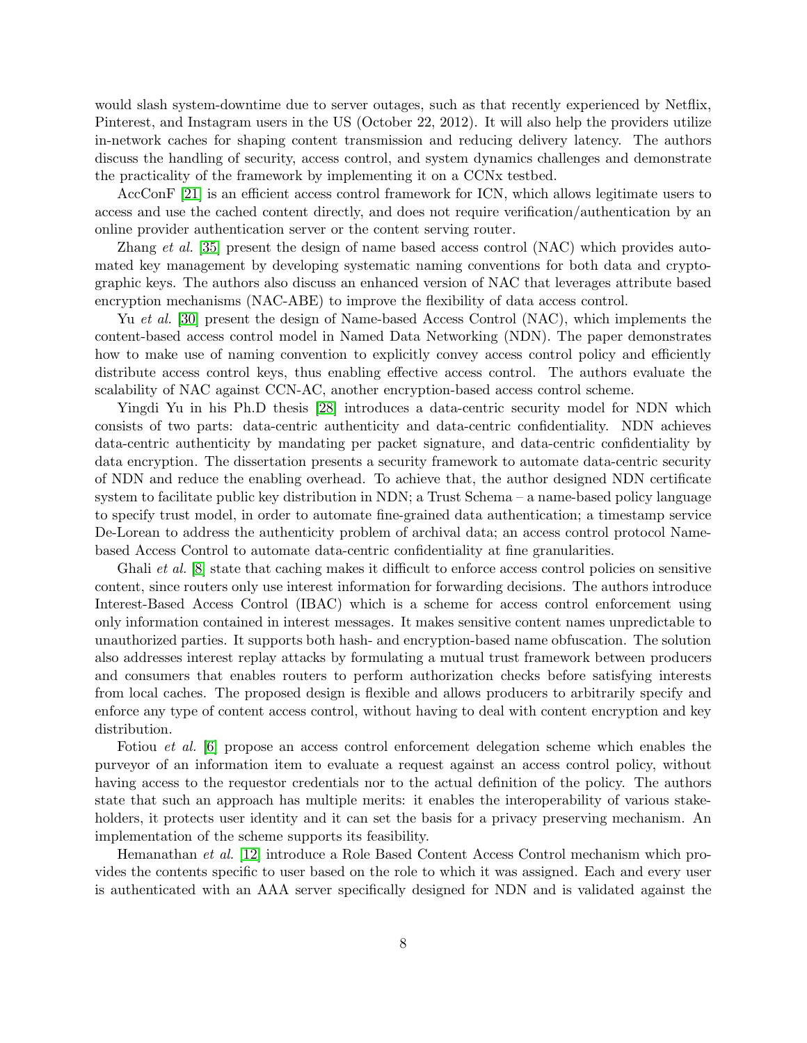would slash system-downtime due to server outages, such as that recently experienced by Netflix, Pinterest, and Instagram users in the US (October 22, 2012). It will also help the providers utilize in-network caches for shaping content transmission and reducing delivery latency. The authors discuss the handling of security, access control, and system dynamics challenges and demonstrate the practicality of the framework by implementing it on a CCNx testbed.

AccConF [21] is an efficient access control framework for ICN, which allows legitimate users to access and use the cached content directly, and does not require verification/authentication by an online provider authentication server or the content serving router.

Zhang *et al.* [35] present the design of name based access control (NAC) which provides automated key management by developing systematic naming conventions for both data and cryptographic keys. The authors also discuss an enhanced version of NAC that leverages attribute based encryption mechanisms (NAC-ABE) to improve the flexibility of data access control.

Yu *et al.* [30] present the design of Name-based Access Control (NAC), which implements the content-based access control model in Named Data Networking (NDN). The paper demonstrates how to make use of naming convention to explicitly convey access control policy and efficiently distribute access control keys, thus enabling effective access control. The authors evaluate the scalability of NAC against CCN-AC, another encryption-based access control scheme.

Yingdi Yu in his Ph.D thesis [28] introduces a data-centric security model for NDN which consists of two parts: data-centric authenticity and data-centric confidentiality. NDN achieves data-centric authenticity by mandating per packet signature, and data-centric confidentiality by data encryption. The dissertation presents a security framework to automate data-centric security of NDN and reduce the enabling overhead. To achieve that, the author designed NDN certificate system to facilitate public key distribution in NDN; a Trust Schema – a name-based policy language to specify trust model, in order to automate fine-grained data authentication; a timestamp service De-Lorean to address the authenticity problem of archival data; an access control protocol Name-based Access Control to automate data-centric confidentiality at fine granularities.

Ghali *et al.* [8] state that caching makes it difficult to enforce access control policies on sensitive content, since routers only use interest information for forwarding decisions. The authors introduce Interest-Based Access Control (IBAC) which is a scheme for access control enforcement using only information contained in interest messages. It makes sensitive content names unpredictable to unauthorized parties. It supports both hash- and encryption-based name obfuscation. The solution also addresses interest replay attacks by formulating a mutual trust framework between producers and consumers that enables routers to perform authorization checks before satisfying interests from local caches. The proposed design is flexible and allows producers to arbitrarily specify and enforce any type of content access control, without having to deal with content encryption and key distribution.

Fotiou *et al.* [6] propose an access control enforcement delegation scheme which enables the purveyor of an information item to evaluate a request against an access control policy, without having access to the requestor credentials nor to the actual definition of the policy. The authors state that such an approach has multiple merits: it enables the interoperability of various stakeholders, it protects user identity and it can set the basis for a privacy preserving mechanism. An implementation of the scheme supports its feasibility.

Hemanathan *et al.* [12] introduce a Role Based Content Access Control mechanism which provides the contents specific to user based on the role to which it was assigned. Each and every user is authenticated with an AAA server specifically designed for NDN and is validated against the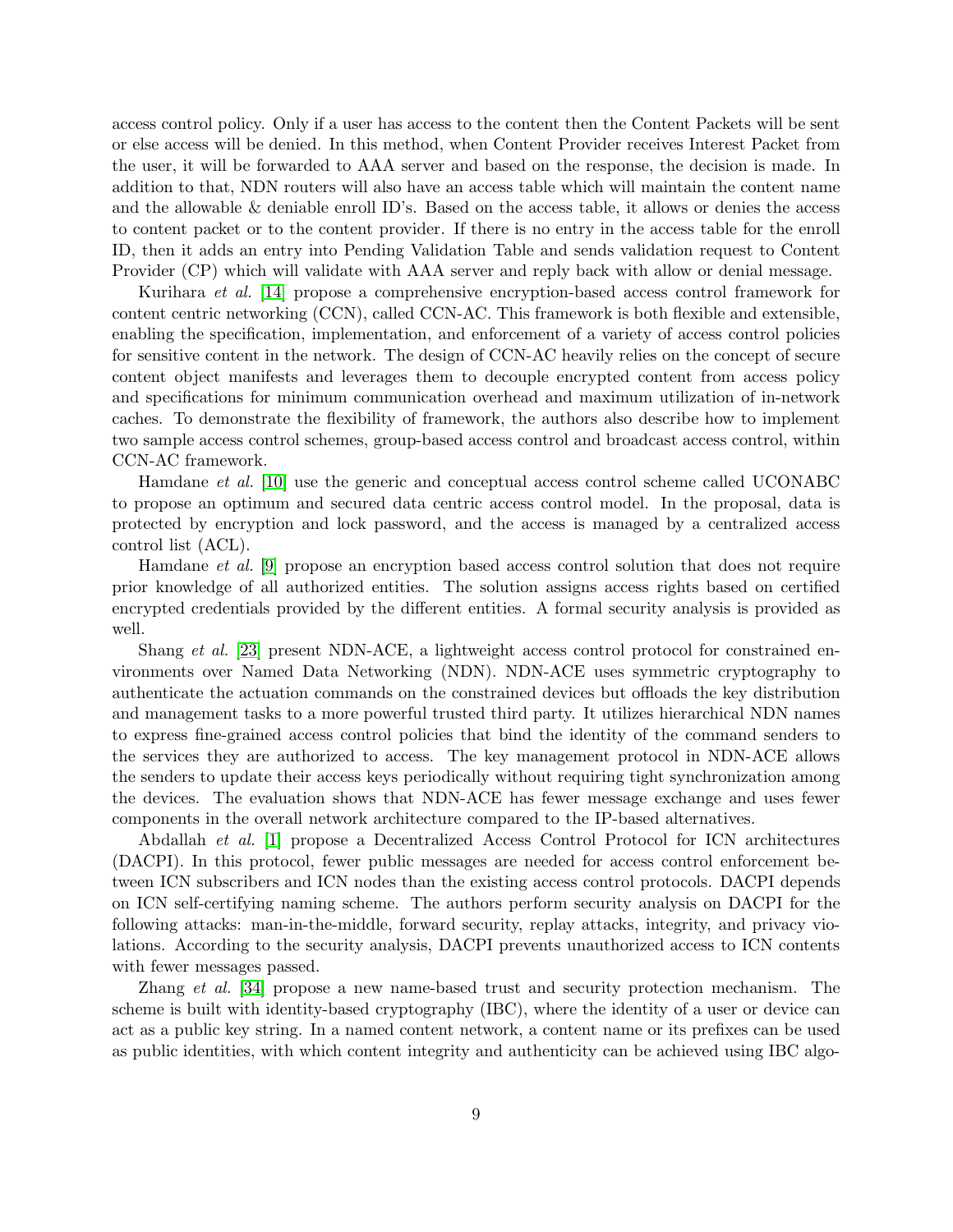access control policy. Only if a user has access to the content then the Content Packets will be sent or else access will be denied. In this method, when Content Provider receives Interest Packet from the user, it will be forwarded to AAA server and based on the response, the decision is made. In addition to that, NDN routers will also have an access table which will maintain the content name and the allowable & deniable enroll ID's. Based on the access table, it allows or denies the access to content packet or to the content provider. If there is no entry in the access table for the enroll ID, then it adds an entry into Pending Validation Table and sends validation request to Content Provider (CP) which will validate with AAA server and reply back with allow or denial message.

Kurihara *et al.* [14] propose a comprehensive encryption-based access control framework for content centric networking (CCN), called CCN-AC. This framework is both flexible and extensible, enabling the specification, implementation, and enforcement of a variety of access control policies for sensitive content in the network. The design of CCN-AC heavily relies on the concept of secure content object manifests and leverages them to decouple encrypted content from access policy and specifications for minimum communication overhead and maximum utilization of in-network caches. To demonstrate the flexibility of framework, the authors also describe how to implement two sample access control schemes, group-based access control and broadcast access control, within CCN-AC framework.

Hamdane *et al.* [10] use the generic and conceptual access control scheme called UCONABC to propose an optimum and secured data centric access control model. In the proposal, data is protected by encryption and lock password, and the access is managed by a centralized access control list (ACL).

Hamdane *et al.* [9] propose an encryption based access control solution that does not require prior knowledge of all authorized entities. The solution assigns access rights based on certified encrypted credentials provided by the different entities. A formal security analysis is provided as well.

Shang *et al.* [23] present NDN-ACE, a lightweight access control protocol for constrained environments over Named Data Networking (NDN). NDN-ACE uses symmetric cryptography to authenticate the actuation commands on the constrained devices but offloads the key distribution and management tasks to a more powerful trusted third party. It utilizes hierarchical NDN names to express fine-grained access control policies that bind the identity of the command senders to the services they are authorized to access. The key management protocol in NDN-ACE allows the senders to update their access keys periodically without requiring tight synchronization among the devices. The evaluation shows that NDN-ACE has fewer message exchange and uses fewer components in the overall network architecture compared to the IP-based alternatives.

Abdallah *et al.* [1] propose a Decentralized Access Control Protocol for ICN architectures (DACPI). In this protocol, fewer public messages are needed for access control enforcement between ICN subscribers and ICN nodes than the existing access control protocols. DACPI depends on ICN self-certifying naming scheme. The authors perform security analysis on DACPI for the following attacks: man-in-the-middle, forward security, replay attacks, integrity, and privacy violations. According to the security analysis, DACPI prevents unauthorized access to ICN contents with fewer messages passed.

Zhang *et al.* [34] propose a new name-based trust and security protection mechanism. The scheme is built with identity-based cryptography (IBC), where the identity of a user or device can act as a public key string. In a named content network, a content name or its prefixes can be used as public identities, with which content integrity and authenticity can be achieved using IBC algo-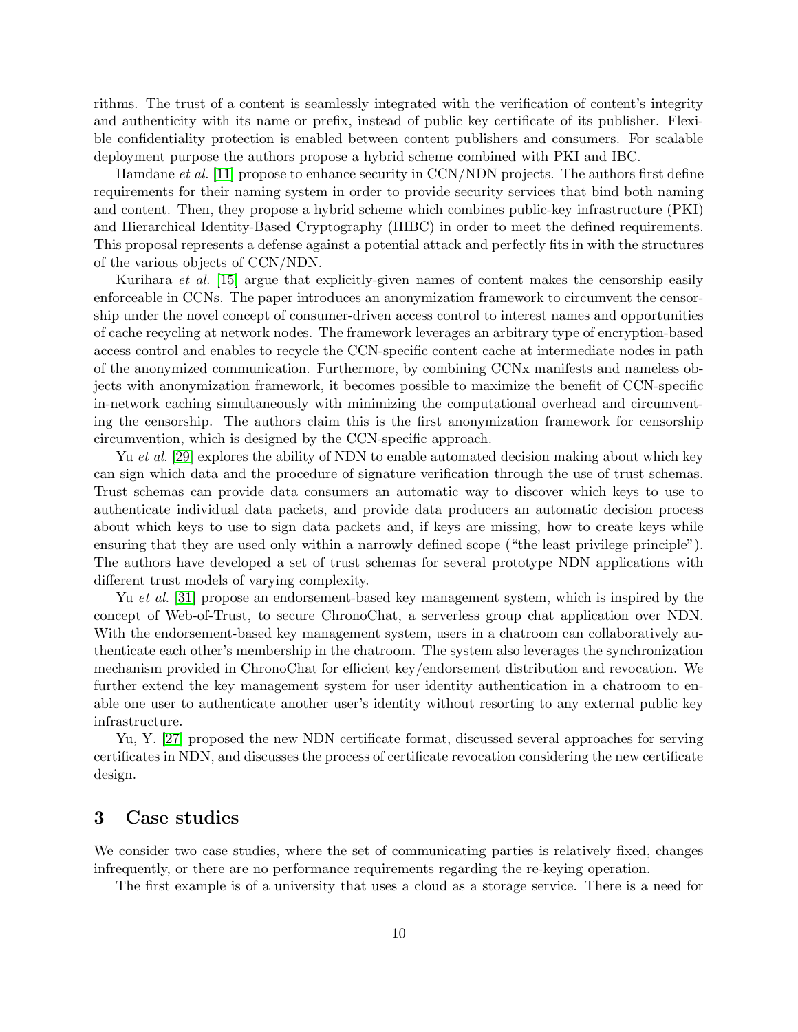rithms. The trust of a content is seamlessly integrated with the verification of content's integrity and authenticity with its name or prefix, instead of public key certificate of its publisher. Flexible confidentiality protection is enabled between content publishers and consumers. For scalable deployment purpose the authors propose a hybrid scheme combined with PKI and IBC.

Hamdane *et al.* [11] propose to enhance security in CCN/NDN projects. The authors first define requirements for their naming system in order to provide security services that bind both naming and content. Then, they propose a hybrid scheme which combines public-key infrastructure (PKI) and Hierarchical Identity-Based Cryptography (HIBC) in order to meet the defined requirements. This proposal represents a defense against a potential attack and perfectly fits in with the structures of the various objects of CCN/NDN.

Kurihara *et al.* [15] argue that explicitly-given names of content makes the censorship easily enforceable in CCNs. The paper introduces an anonymization framework to circumvent the censorship under the novel concept of consumer-driven access control to interest names and opportunities of cache recycling at network nodes. The framework leverages an arbitrary type of encryption-based access control and enables to recycle the CCN-specific content cache at intermediate nodes in path of the anonymized communication. Furthermore, by combining CCNx manifests and nameless objects with anonymization framework, it becomes possible to maximize the benefit of CCN-specific in-network caching simultaneously with minimizing the computational overhead and circumventing the censorship. The authors claim this is the first anonymization framework for censorship circumvention, which is designed by the CCN-specific approach.

Yu *et al.* [29] explores the ability of NDN to enable automated decision making about which key can sign which data and the procedure of signature verification through the use of trust schemas. Trust schemas can provide data consumers an automatic way to discover which keys to use to authenticate individual data packets, and provide data producers an automatic decision process about which keys to use to sign data packets and, if keys are missing, how to create keys while ensuring that they are used only within a narrowly defined scope ("the least privilege principle"). The authors have developed a set of trust schemas for several prototype NDN applications with different trust models of varying complexity.

Yu *et al.* [31] propose an endorsement-based key management system, which is inspired by the concept of Web-of-Trust, to secure ChronoChat, a serverless group chat application over NDN. With the endorsement-based key management system, users in a chatroom can collaboratively authenticate each other's membership in the chatroom. The system also leverages the synchronization mechanism provided in ChronoChat for efficient key/endorsement distribution and revocation. We further extend the key management system for user identity authentication in a chatroom to enable one user to authenticate another user's identity without resorting to any external public key infrastructure.

Yu, Y. [27] proposed the new NDN certificate format, discussed several approaches for serving certificates in NDN, and discusses the process of certificate revocation considering the new certificate design.

## 3 Case studies

We consider two case studies, where the set of communicating parties is relatively fixed, changes infrequently, or there are no performance requirements regarding the re-keying operation.

The first example is of a university that uses a cloud as a storage service. There is a need for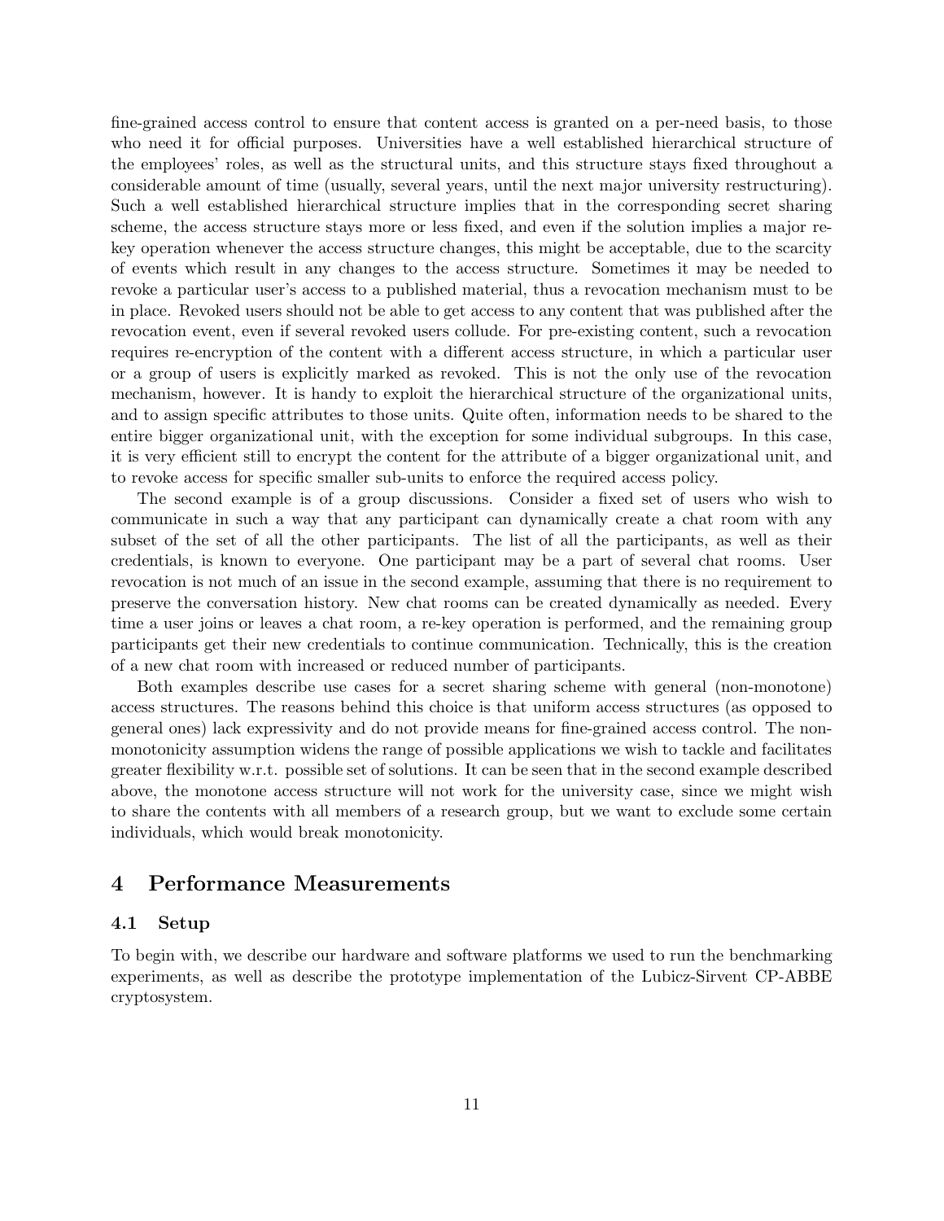fine-grained access control to ensure that content access is granted on a per-need basis, to those who need it for official purposes. Universities have a well established hierarchical structure of the employees' roles, as well as the structural units, and this structure stays fixed throughout a considerable amount of time (usually, several years, until the next major university restructuring). Such a well established hierarchical structure implies that in the corresponding secret sharing scheme, the access structure stays more or less fixed, and even if the solution implies a major re-key operation whenever the access structure changes, this might be acceptable, due to the scarcity of events which result in any changes to the access structure. Sometimes it may be needed to revoke a particular user's access to a published material, thus a revocation mechanism must to be in place. Revoked users should not be able to get access to any content that was published after the revocation event, even if several revoked users collude. For pre-existing content, such a revocation requires re-encryption of the content with a different access structure, in which a particular user or a group of users is explicitly marked as revoked. This is not the only use of the revocation mechanism, however. It is handy to exploit the hierarchical structure of the organizational units, and to assign specific attributes to those units. Quite often, information needs to be shared to the entire bigger organizational unit, with the exception for some individual subgroups. In this case, it is very efficient still to encrypt the content for the attribute of a bigger organizational unit, and to revoke access for specific smaller sub-units to enforce the required access policy.

The second example is of a group discussions. Consider a fixed set of users who wish to communicate in such a way that any participant can dynamically create a chat room with any subset of the set of all the other participants. The list of all the participants, as well as their credentials, is known to everyone. One participant may be a part of several chat rooms. User revocation is not much of an issue in the second example, assuming that there is no requirement to preserve the conversation history. New chat rooms can be created dynamically as needed. Every time a user joins or leaves a chat room, a re-key operation is performed, and the remaining group participants get their new credentials to continue communication. Technically, this is the creation of a new chat room with increased or reduced number of participants.

Both examples describe use cases for a secret sharing scheme with general (non-monotone) access structures. The reasons behind this choice is that uniform access structures (as opposed to general ones) lack expressivity and do not provide means for fine-grained access control. The non-monotonicity assumption widens the range of possible applications we wish to tackle and facilitates greater flexibility w.r.t. possible set of solutions. It can be seen that in the second example described above, the monotone access structure will not work for the university case, since we might wish to share the contents with all members of a research group, but we want to exclude some certain individuals, which would break monotonicity.

## 4 Performance Measurements

### 4.1 Setup

To begin with, we describe our hardware and software platforms we used to run the benchmarking experiments, as well as describe the prototype implementation of the Lubicz-Sirvent CP-ABBE cryptosystem.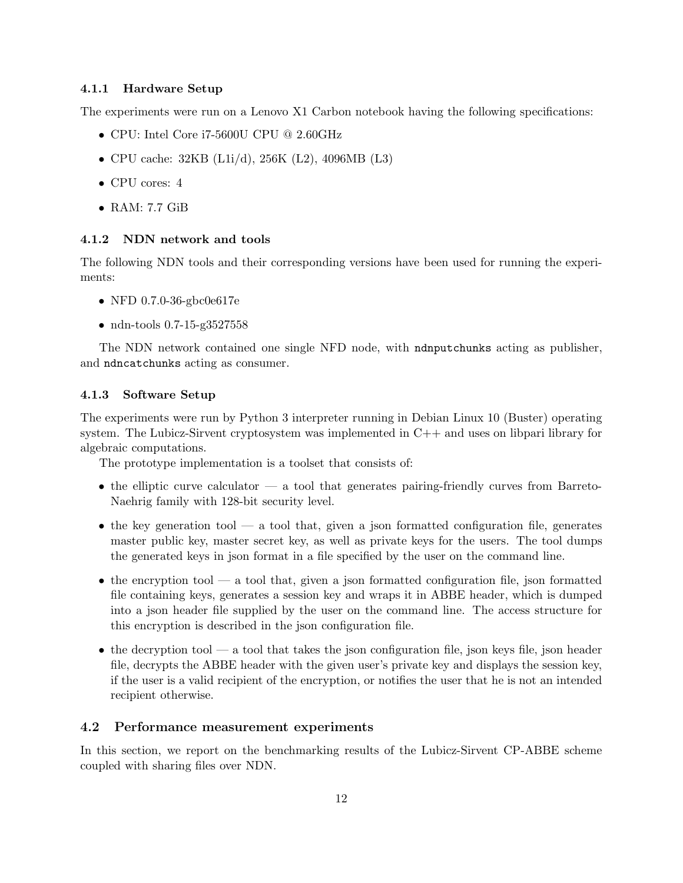#### 4.1.1 Hardware Setup

The experiments were run on a Lenovo X1 Carbon notebook having the following specifications:

- CPU: Intel Core i7-5600U CPU @ 2.60GHz
- CPU cache: 32KB (L1i/d), 256K (L2), 4096MB (L3)
- CPU cores: 4
- RAM: 7.7 GiB

#### 4.1.2 NDN network and tools

The following NDN tools and their corresponding versions have been used for running the experiments:

- NFD 0.7.0-36-gbc0e617e
- ndn-tools 0.7-15-g3527558

The NDN network contained one single NFD node, with `ndnputchunks` acting as publisher, and `ndncatchunks` acting as consumer.

#### 4.1.3 Software Setup

The experiments were run by Python 3 interpreter running in Debian Linux 10 (Buster) operating system. The Lubicz-Sirvent cryptosystem was implemented in C++ and uses on libpari library for algebraic computations.

The prototype implementation is a toolset that consists of:

- the elliptic curve calculator — a tool that generates pairing-friendly curves from Barreto-Naehrig family with 128-bit security level.
- the key generation tool — a tool that, given a json formatted configuration file, generates master public key, master secret key, as well as private keys for the users. The tool dumps the generated keys in json format in a file specified by the user on the command line.
- the encryption tool — a tool that, given a json formatted configuration file, json formatted file containing keys, generates a session key and wraps it in ABBE header, which is dumped into a json header file supplied by the user on the command line. The access structure for this encryption is described in the json configuration file.
- the decryption tool — a tool that takes the json configuration file, json keys file, json header file, decrypts the ABBE header with the given user's private key and displays the session key, if the user is a valid recipient of the encryption, or notifies the user that he is not an intended recipient otherwise.

### 4.2 Performance measurement experiments

In this section, we report on the benchmarking results of the Lubicz-Sirvent CP-ABBE scheme coupled with sharing files over NDN.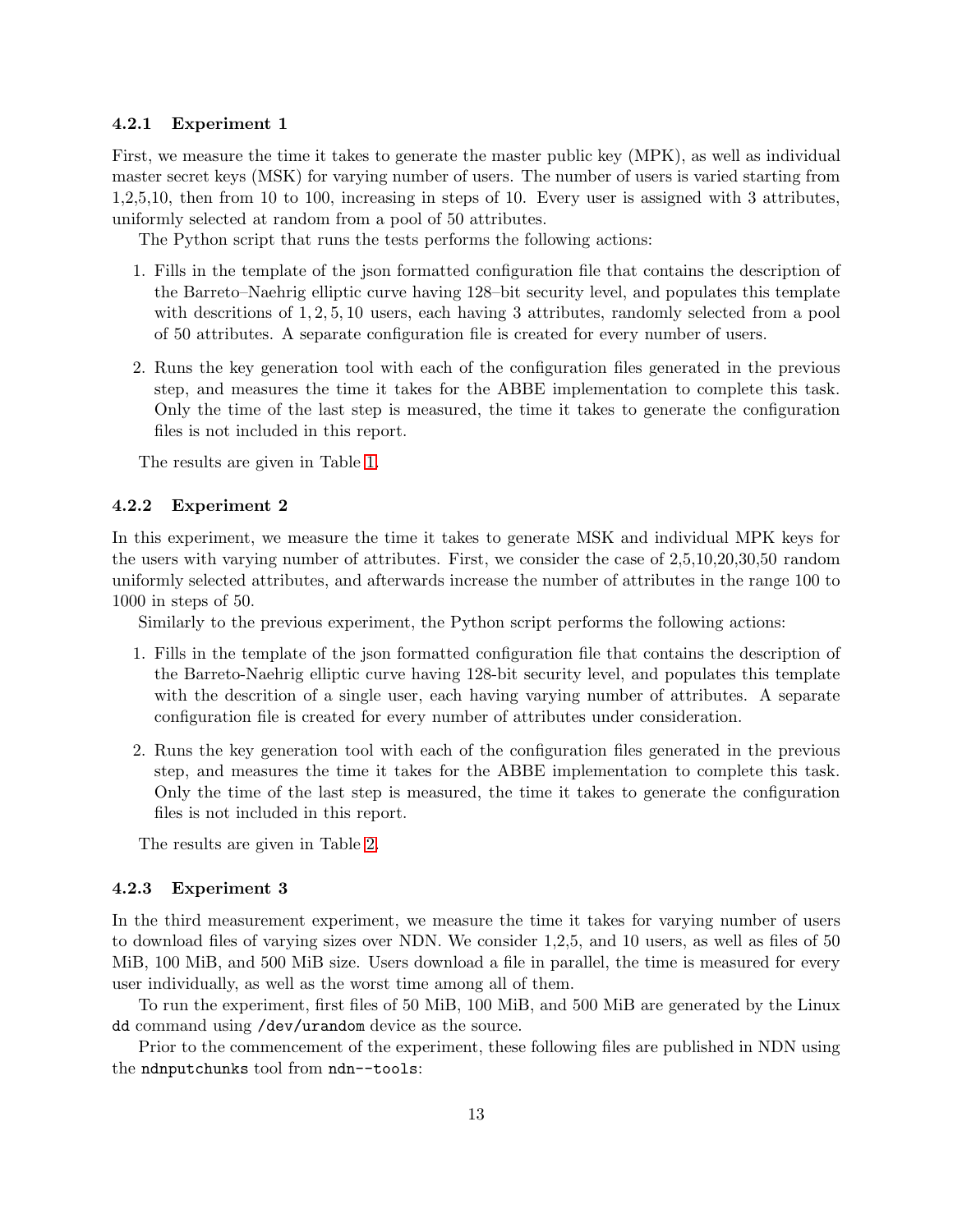#### 4.2.1 Experiment 1

First, we measure the time it takes to generate the master public key (MPK), as well as individual master secret keys (MSK) for varying number of users. The number of users is varied starting from 1,2,5,10, then from 10 to 100, increasing in steps of 10. Every user is assigned with 3 attributes, uniformly selected at random from a pool of 50 attributes.

The Python script that runs the tests performs the following actions:

1. Fills in the template of the json formatted configuration file that contains the description of the Barreto–Naehrig elliptic curve having 128–bit security level, and populates this template with descritions of $1, 2, 5, 10$ users, each having 3 attributes, randomly selected from a pool of 50 attributes. A separate configuration file is created for every number of users.

2. Runs the key generation tool with each of the configuration files generated in the previous step, and measures the time it takes for the ABBE implementation to complete this task. Only the time of the last step is measured, the time it takes to generate the configuration files is not included in this report.

The results are given in Table 1.

#### 4.2.2 Experiment 2

In this experiment, we measure the time it takes to generate MSK and individual MPK keys for the users with varying number of attributes. First, we consider the case of 2,5,10,20,30,50 random uniformly selected attributes, and afterwards increase the number of attributes in the range 100 to 1000 in steps of 50.

Similarly to the previous experiment, the Python script performs the following actions:

1. Fills in the template of the json formatted configuration file that contains the description of the Barreto-Naehrig elliptic curve having 128-bit security level, and populates this template with the descrition of a single user, each having varying number of attributes. A separate configuration file is created for every number of attributes under consideration.

2. Runs the key generation tool with each of the configuration files generated in the previous step, and measures the time it takes for the ABBE implementation to complete this task. Only the time of the last step is measured, the time it takes to generate the configuration files is not included in this report.

The results are given in Table 2.

#### 4.2.3 Experiment 3

In the third measurement experiment, we measure the time it takes for varying number of users to download files of varying sizes over NDN. We consider 1,2,5, and 10 users, as well as files of 50 MiB, 100 MiB, and 500 MiB size. Users download a file in parallel, the time is measured for every user individually, as well as the worst time among all of them.

To run the experiment, first files of 50 MiB, 100 MiB, and 500 MiB are generated by the Linux `dd` command using `/dev/urandom` device as the source.

Prior to the commencement of the experiment, these following files are published in NDN using the `ndnputchunks` tool from `ndn--tools`: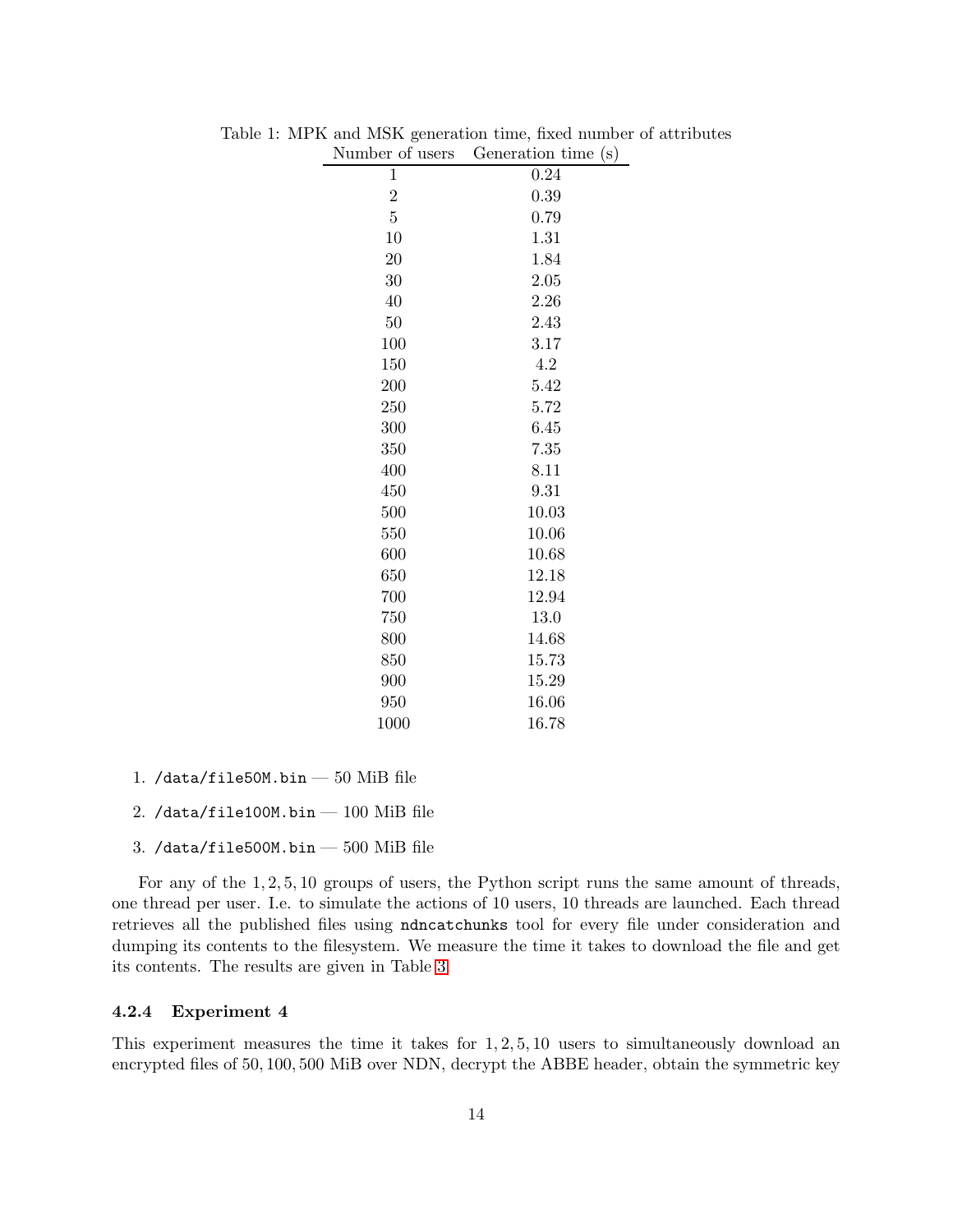Table 1: MPK and MSK generation time, fixed number of attributes

| Number of users | Generation time (s) |
|---|---|
| 1 | 0.24 |
| 2 | 0.39 |
| 5 | 0.79 |
| 10 | 1.31 |
| 20 | 1.84 |
| 30 | 2.05 |
| 40 | 2.26 |
| 50 | 2.43 |
| 100 | 3.17 |
| 150 | 4.2 |
| 200 | 5.42 |
| 250 | 5.72 |
| 300 | 6.45 |
| 350 | 7.35 |
| 400 | 8.11 |
| 450 | 9.31 |
| 500 | 10.03 |
| 550 | 10.06 |
| 600 | 10.68 |
| 650 | 12.18 |
| 700 | 12.94 |
| 750 | 13.0 |
| 800 | 14.68 |
| 850 | 15.73 |
| 900 | 15.29 |
| 950 | 16.06 |
| 1000 | 16.78 |

1. `/data/file50M.bin` — 50 MiB file
2. `/data/file100M.bin` — 100 MiB file
3. `/data/file500M.bin` — 500 MiB file

For any of the $1, 2, 5, 10$ groups of users, the Python script runs the same amount of threads, one thread per user. I.e. to simulate the actions of 10 users, 10 threads are launched. Each thread retrieves all the published files using `ndncatchunks` tool for every file under consideration and dumping its contents to the filesystem. We measure the time it takes to download the file and get its contents. The results are given in Table 3.

#### 4.2.4 Experiment 4

This experiment measures the time it takes for $1, 2, 5, 10$ users to simultaneously download an encrypted files of $50, 100, 500$ MiB over NDN, decrypt the ABBE header, obtain the symmetric key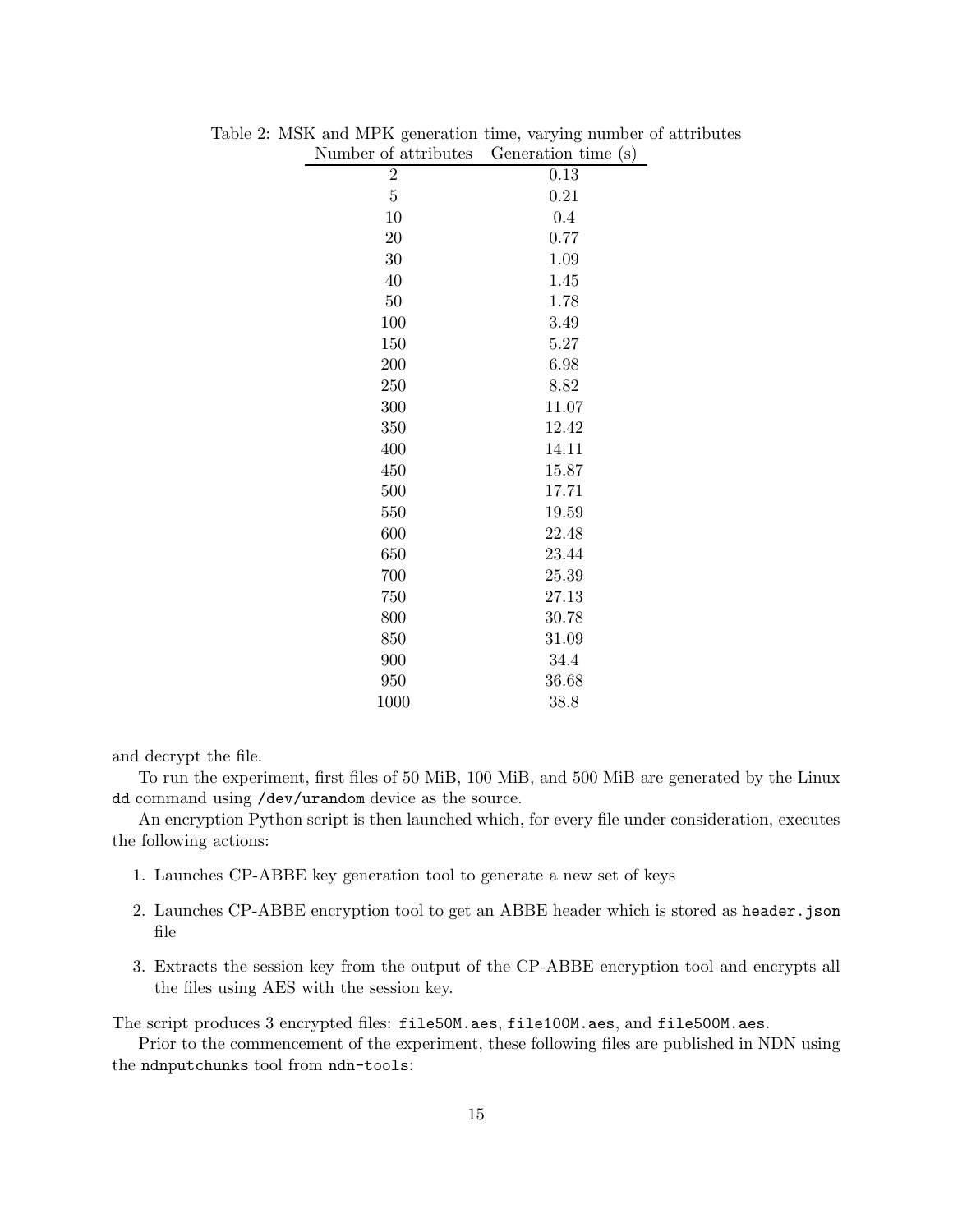Table 2: MSK and MPK generation time, varying number of attributes

| Number of attributes | Generation time (s) |
|---|---|
| 2 | 0.13 |
| 5 | 0.21 |
| 10 | 0.4 |
| 20 | 0.77 |
| 30 | 1.09 |
| 40 | 1.45 |
| 50 | 1.78 |
| 100 | 3.49 |
| 150 | 5.27 |
| 200 | 6.98 |
| 250 | 8.82 |
| 300 | 11.07 |
| 350 | 12.42 |
| 400 | 14.11 |
| 450 | 15.87 |
| 500 | 17.71 |
| 550 | 19.59 |
| 600 | 22.48 |
| 650 | 23.44 |
| 700 | 25.39 |
| 750 | 27.13 |
| 800 | 30.78 |
| 850 | 31.09 |
| 900 | 34.4 |
| 950 | 36.68 |
| 1000 | 38.8 |

and decrypt the file.

To run the experiment, first files of 50 MiB, 100 MiB, and 500 MiB are generated by the Linux `dd` command using `/dev/urandom` device as the source.

An encryption Python script is then launched which, for every file under consideration, executes the following actions:

1. Launches CP-ABBE key generation tool to generate a new set of keys
2. Launches CP-ABBE encryption tool to get an ABBE header which is stored as `header.json` file
3. Extracts the session key from the output of the CP-ABBE encryption tool and encrypts all the files using AES with the session key.

The script produces 3 encrypted files: `file50M.aes`, `file100M.aes`, and `file500M.aes`.

Prior to the commencement of the experiment, these following files are published in NDN using the `ndnputchunks` tool from `ndn-tools`: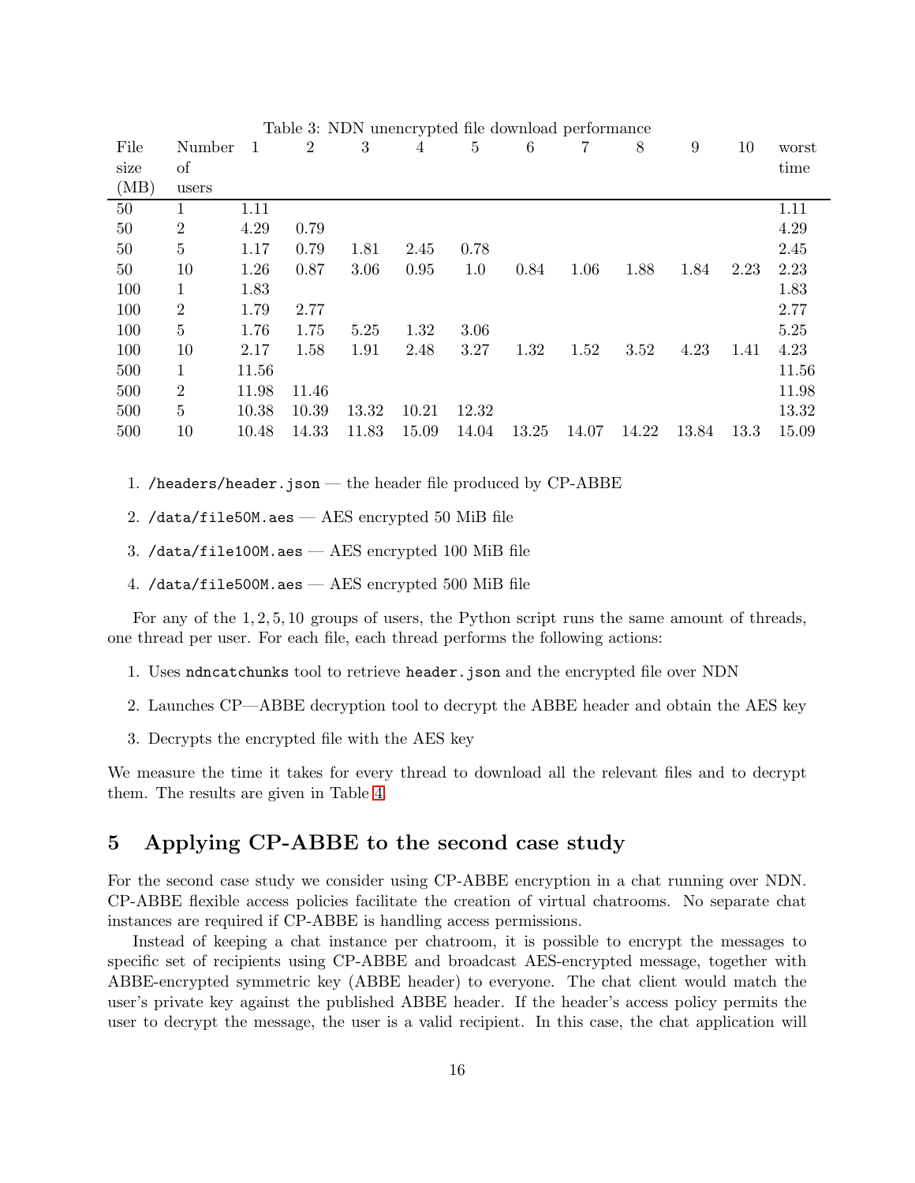Table 3: NDN unencrypted file download performance

| File size (MB) | Number of users | 1 | 2 | 3 | 4 | 5 | 6 | 7 | 8 | 9 | 10 | worst time |
|---|---|---|---|---|---|---|---|---|---|---|---|---|
| 50 | 1 | 1.11 | | | | | | | | | | 1.11 |
| 50 | 2 | 4.29 | 0.79 | | | | | | | | | 4.29 |
| 50 | 5 | 1.17 | 0.79 | 1.81 | 2.45 | 0.78 | | | | | | 2.45 |
| 50 | 10 | 1.26 | 0.87 | 3.06 | 0.95 | 1.0 | 0.84 | 1.06 | 1.88 | 1.84 | 2.23 | 2.23 |
| 100 | 1 | 1.83 | | | | | | | | | | 1.83 |
| 100 | 2 | 1.79 | 2.77 | | | | | | | | | 2.77 |
| 100 | 5 | 1.76 | 1.75 | 5.25 | 1.32 | 3.06 | | | | | | 5.25 |
| 100 | 10 | 2.17 | 1.58 | 1.91 | 2.48 | 3.27 | 1.32 | 1.52 | 3.52 | 4.23 | 1.41 | 4.23 |
| 500 | 1 | 11.56 | | | | | | | | | | 11.56 |
| 500 | 2 | 11.98 | 11.46 | | | | | | | | | 11.98 |
| 500 | 5 | 10.38 | 10.39 | 13.32 | 10.21 | 12.32 | | | | | | 13.32 |
| 500 | 10 | 10.48 | 14.33 | 11.83 | 15.09 | 14.04 | 13.25 | 14.07 | 14.22 | 13.84 | 13.3 | 15.09 |

1. `/headers/header.json` — the header file produced by CP-ABBE
2. `/data/file50M.aes` — AES encrypted 50 MiB file
3. `/data/file100M.aes` — AES encrypted 100 MiB file
4. `/data/file500M.aes` — AES encrypted 500 MiB file

For any of the $1, 2, 5, 10$ groups of users, the Python script runs the same amount of threads, one thread per user. For each file, each thread performs the following actions:

1. Uses `ndncatchunks` tool to retrieve `header.json` and the encrypted file over NDN
2. Launches CP—ABBE decryption tool to decrypt the ABBE header and obtain the AES key
3. Decrypts the encrypted file with the AES key

We measure the time it takes for every thread to download all the relevant files and to decrypt them. The results are given in Table 4.

## 5 Applying CP-ABBE to the second case study

For the second case study we consider using CP-ABBE encryption in a chat running over NDN. CP-ABBE flexible access policies facilitate the creation of virtual chatrooms. No separate chat instances are required if CP-ABBE is handling access permissions.

Instead of keeping a chat instance per chatroom, it is possible to encrypt the messages to specific set of recipients using CP-ABBE and broadcast AES-encrypted message, together with ABBE-encrypted symmetric key (ABBE header) to everyone. The chat client would match the user's private key against the published ABBE header. If the header's access policy permits the user to decrypt the message, the user is a valid recipient. In this case, the chat application will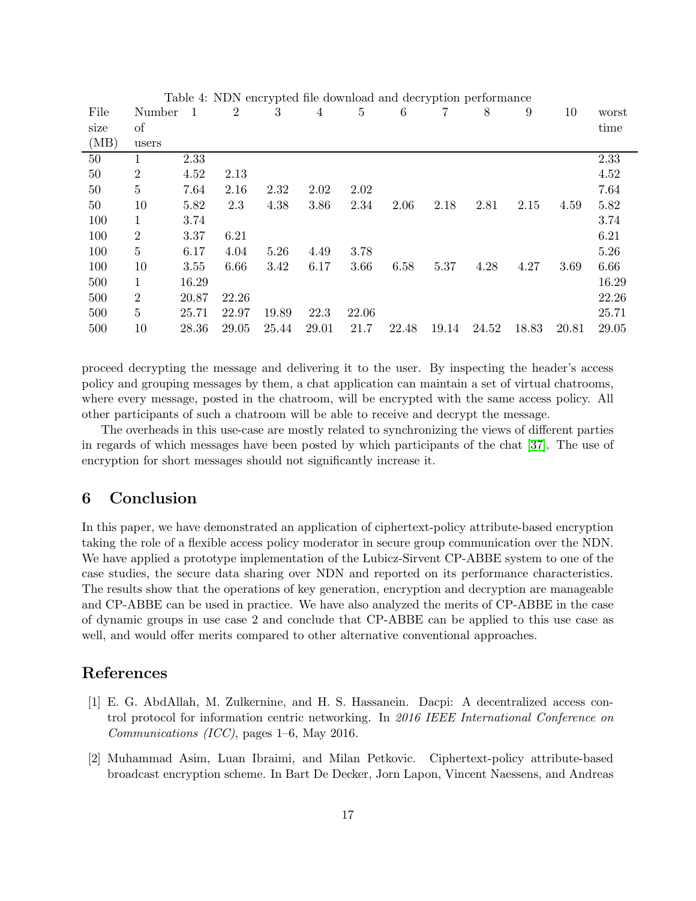Table 4: NDN encrypted file download and decryption performance

| File size (MB) | Number of users | 1 | 2 | 3 | 4 | 5 | 6 | 7 | 8 | 9 | 10 | worst time |
|---|---|---|---|---|---|---|---|---|---|---|---|---|
| 50 | 1 | 2.33 | | | | | | | | | | 2.33 |
| 50 | 2 | 4.52 | 2.13 | | | | | | | | | 4.52 |
| 50 | 5 | 7.64 | 2.16 | 2.32 | 2.02 | 2.02 | | | | | | 7.64 |
| 50 | 10 | 5.82 | 2.3 | 4.38 | 3.86 | 2.34 | 2.06 | 2.18 | 2.81 | 2.15 | 4.59 | 5.82 |
| 100 | 1 | 3.74 | | | | | | | | | | 3.74 |
| 100 | 2 | 3.37 | 6.21 | | | | | | | | | 6.21 |
| 100 | 5 | 6.17 | 4.04 | 5.26 | 4.49 | 3.78 | | | | | | 5.26 |
| 100 | 10 | 3.55 | 6.66 | 3.42 | 6.17 | 3.66 | 6.58 | 5.37 | 4.28 | 4.27 | 3.69 | 6.66 |
| 500 | 1 | 16.29 | | | | | | | | | | 16.29 |
| 500 | 2 | 20.87 | 22.26 | | | | | | | | | 22.26 |
| 500 | 5 | 25.71 | 22.97 | 19.89 | 22.3 | 22.06 | | | | | | 25.71 |
| 500 | 10 | 28.36 | 29.05 | 25.44 | 29.01 | 21.7 | 22.48 | 19.14 | 24.52 | 18.83 | 20.81 | 29.05 |

proceed decrypting the message and delivering it to the user. By inspecting the header's access policy and grouping messages by them, a chat application can maintain a set of virtual chatrooms, where every message, posted in the chatroom, will be encrypted with the same access policy. All other participants of such a chatroom will be able to receive and decrypt the message.

The overheads in this use-case are mostly related to synchronizing the views of different parties in regards of which messages have been posted by which participants of the chat [37]. The use of encryption for short messages should not significantly increase it.

## 6 Conclusion

In this paper, we have demonstrated an application of ciphertext-policy attribute-based encryption taking the role of a flexible access policy moderator in secure group communication over the NDN. We have applied a prototype implementation of the Lubicz-Sirvent CP-ABBE system to one of the case studies, the secure data sharing over NDN and reported on its performance characteristics. The results show that the operations of key generation, encryption and decryption are manageable and CP-ABBE can be used in practice. We have also analyzed the merits of CP-ABBE in the case of dynamic groups in use case 2 and conclude that CP-ABBE can be applied to this use case as well, and would offer merits compared to other alternative conventional approaches.

## References

[1] E. G. AbdAllah, M. Zulkernine, and H. S. Hassanein. Dacpi: A decentralized access control protocol for information centric networking. In *2016 IEEE International Conference on Communications (ICC)*, pages 1–6, May 2016.

[2] Muhammad Asim, Luan Ibraimi, and Milan Petkovic. Ciphertext-policy attribute-based broadcast encryption scheme. In Bart De Decker, Jorn Lapon, Vincent Naessens, and Andreas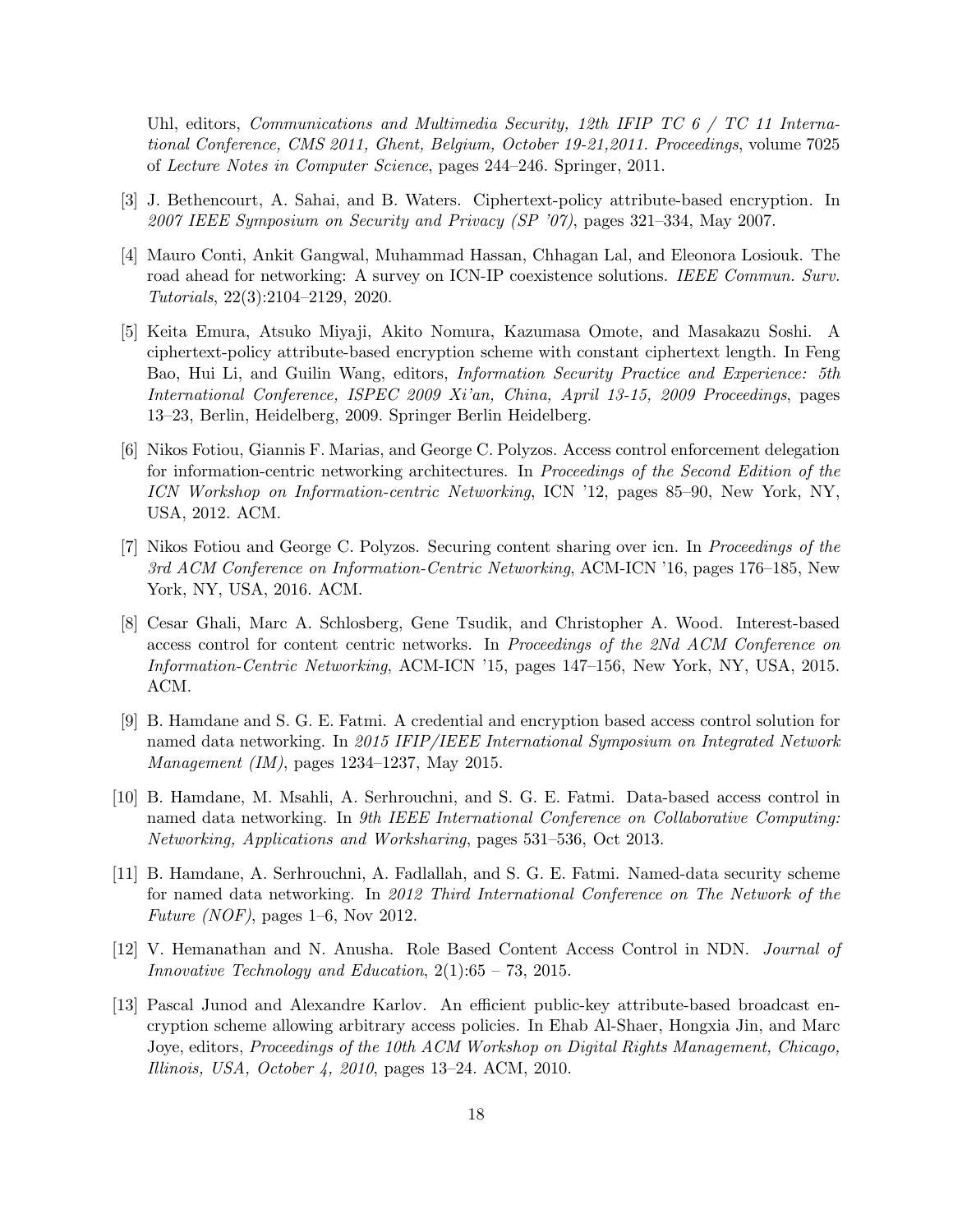Uhl, editors, *Communications and Multimedia Security, 12th IFIP TC 6 / TC 11 International Conference, CMS 2011, Ghent, Belgium, October 19-21,2011. Proceedings*, volume 7025 of *Lecture Notes in Computer Science*, pages 244–246. Springer, 2011.

[3] J. Bethencourt, A. Sahai, and B. Waters. Ciphertext-policy attribute-based encryption. In *2007 IEEE Symposium on Security and Privacy (SP '07)*, pages 321–334, May 2007.

[4] Mauro Conti, Ankit Gangwal, Muhammad Hassan, Chhagan Lal, and Eleonora Losiouk. The road ahead for networking: A survey on ICN-IP coexistence solutions. *IEEE Commun. Surv. Tutorials*, 22(3):2104–2129, 2020.

[5] Keita Emura, Atsuko Miyaji, Akito Nomura, Kazumasa Omote, and Masakazu Soshi. A ciphertext-policy attribute-based encryption scheme with constant ciphertext length. In Feng Bao, Hui Li, and Guilin Wang, editors, *Information Security Practice and Experience: 5th International Conference, ISPEC 2009 Xi'an, China, April 13-15, 2009 Proceedings*, pages 13–23, Berlin, Heidelberg, 2009. Springer Berlin Heidelberg.

[6] Nikos Fotiou, Giannis F. Marias, and George C. Polyzos. Access control enforcement delegation for information-centric networking architectures. In *Proceedings of the Second Edition of the ICN Workshop on Information-centric Networking*, ICN '12, pages 85–90, New York, NY, USA, 2012. ACM.

[7] Nikos Fotiou and George C. Polyzos. Securing content sharing over icn. In *Proceedings of the 3rd ACM Conference on Information-Centric Networking*, ACM-ICN '16, pages 176–185, New York, NY, USA, 2016. ACM.

[8] Cesar Ghali, Marc A. Schlosberg, Gene Tsudik, and Christopher A. Wood. Interest-based access control for content centric networks. In *Proceedings of the 2Nd ACM Conference on Information-Centric Networking*, ACM-ICN '15, pages 147–156, New York, NY, USA, 2015. ACM.

[9] B. Hamdane and S. G. E. Fatmi. A credential and encryption based access control solution for named data networking. In *2015 IFIP/IEEE International Symposium on Integrated Network Management (IM)*, pages 1234–1237, May 2015.

[10] B. Hamdane, M. Msahli, A. Serhrouchni, and S. G. E. Fatmi. Data-based access control in named data networking. In *9th IEEE International Conference on Collaborative Computing: Networking, Applications and Worksharing*, pages 531–536, Oct 2013.

[11] B. Hamdane, A. Serhrouchni, A. Fadlallah, and S. G. E. Fatmi. Named-data security scheme for named data networking. In *2012 Third International Conference on The Network of the Future (NOF)*, pages 1–6, Nov 2012.

[12] V. Hemanathan and N. Anusha. Role Based Content Access Control in NDN. *Journal of Innovative Technology and Education*, 2(1):65 – 73, 2015.

[13] Pascal Junod and Alexandre Karlov. An efficient public-key attribute-based broadcast encryption scheme allowing arbitrary access policies. In Ehab Al-Shaer, Hongxia Jin, and Marc Joye, editors, *Proceedings of the 10th ACM Workshop on Digital Rights Management, Chicago, Illinois, USA, October 4, 2010*, pages 13–24. ACM, 2010.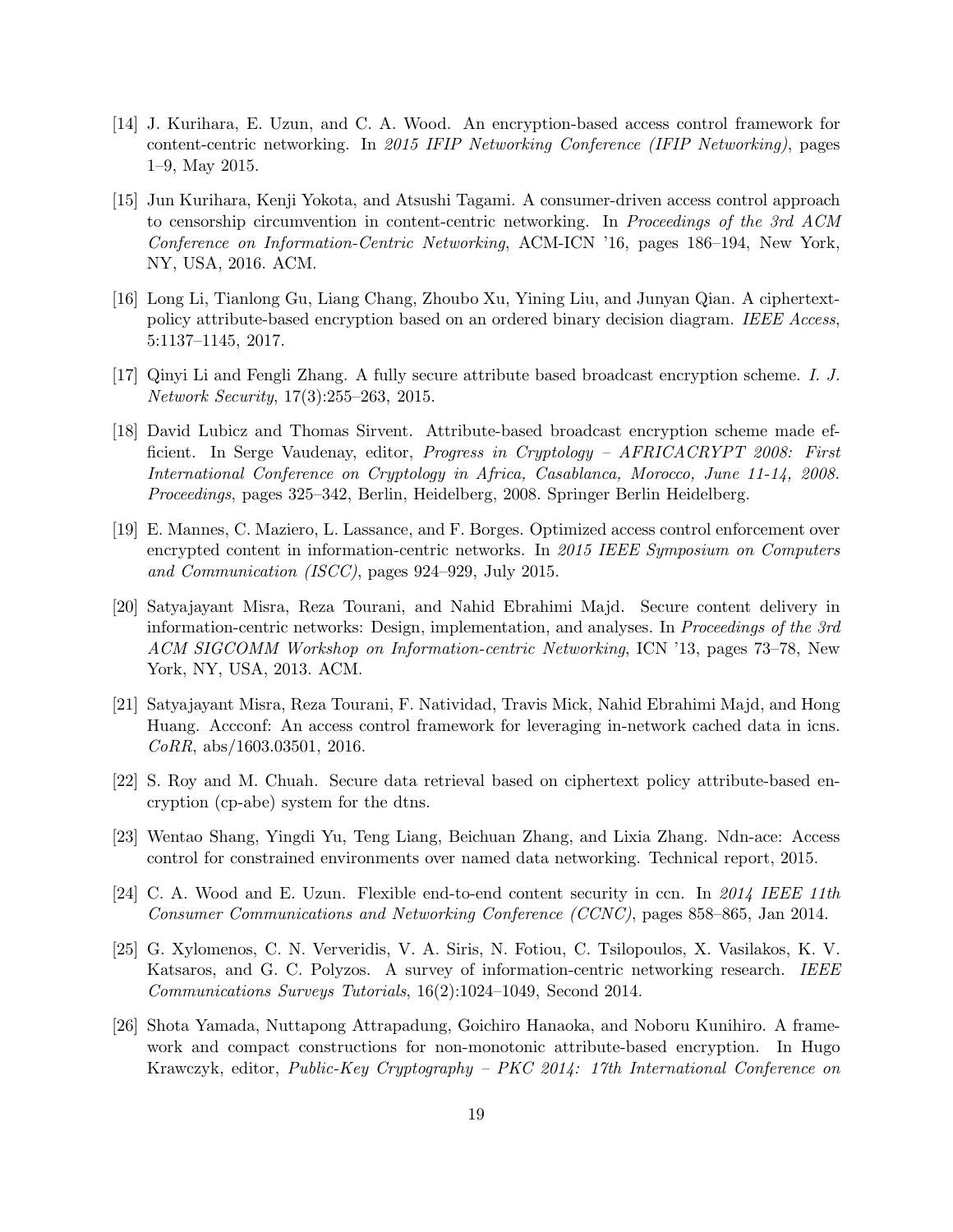[14] J. Kurihara, E. Uzun, and C. A. Wood. An encryption-based access control framework for content-centric networking. In *2015 IFIP Networking Conference (IFIP Networking)*, pages 1–9, May 2015.

[15] Jun Kurihara, Kenji Yokota, and Atsushi Tagami. A consumer-driven access control approach to censorship circumvention in content-centric networking. In *Proceedings of the 3rd ACM Conference on Information-Centric Networking*, ACM-ICN '16, pages 186–194, New York, NY, USA, 2016. ACM.

[16] Long Li, Tianlong Gu, Liang Chang, Zhoubo Xu, Yining Liu, and Junyan Qian. A ciphertext-policy attribute-based encryption based on an ordered binary decision diagram. *IEEE Access*, 5:1137–1145, 2017.

[17] Qinyi Li and Fengli Zhang. A fully secure attribute based broadcast encryption scheme. *I. J. Network Security*, 17(3):255–263, 2015.

[18] David Lubicz and Thomas Sirvent. Attribute-based broadcast encryption scheme made efficient. In Serge Vaudenay, editor, *Progress in Cryptology – AFRICACRYPT 2008: First International Conference on Cryptology in Africa, Casablanca, Morocco, June 11-14, 2008. Proceedings*, pages 325–342, Berlin, Heidelberg, 2008. Springer Berlin Heidelberg.

[19] E. Mannes, C. Maziero, L. Lassance, and F. Borges. Optimized access control enforcement over encrypted content in information-centric networks. In *2015 IEEE Symposium on Computers and Communication (ISCC)*, pages 924–929, July 2015.

[20] Satyajayant Misra, Reza Tourani, and Nahid Ebrahimi Majd. Secure content delivery in information-centric networks: Design, implementation, and analyses. In *Proceedings of the 3rd ACM SIGCOMM Workshop on Information-centric Networking*, ICN '13, pages 73–78, New York, NY, USA, 2013. ACM.

[21] Satyajayant Misra, Reza Tourani, F. Natividad, Travis Mick, Nahid Ebrahimi Majd, and Hong Huang. Accconf: An access control framework for leveraging in-network cached data in icns. *CoRR*, abs/1603.03501, 2016.

[22] S. Roy and M. Chuah. Secure data retrieval based on ciphertext policy attribute-based encryption (cp-abe) system for the dtns.

[23] Wentao Shang, Yingdi Yu, Teng Liang, Beichuan Zhang, and Lixia Zhang. Ndn-ace: Access control for constrained environments over named data networking. Technical report, 2015.

[24] C. A. Wood and E. Uzun. Flexible end-to-end content security in ccn. In *2014 IEEE 11th Consumer Communications and Networking Conference (CCNC)*, pages 858–865, Jan 2014.

[25] G. Xylomenos, C. N. Ververidis, V. A. Siris, N. Fotiou, C. Tsilopoulos, X. Vasilakos, K. V. Katsaros, and G. C. Polyzos. A survey of information-centric networking research. *IEEE Communications Surveys Tutorials*, 16(2):1024–1049, Second 2014.

[26] Shota Yamada, Nuttapong Attrapadung, Goichiro Hanaoka, and Noboru Kunihiro. A framework and compact constructions for non-monotonic attribute-based encryption. In Hugo Krawczyk, editor, *Public-Key Cryptography – PKC 2014: 17th International Conference on*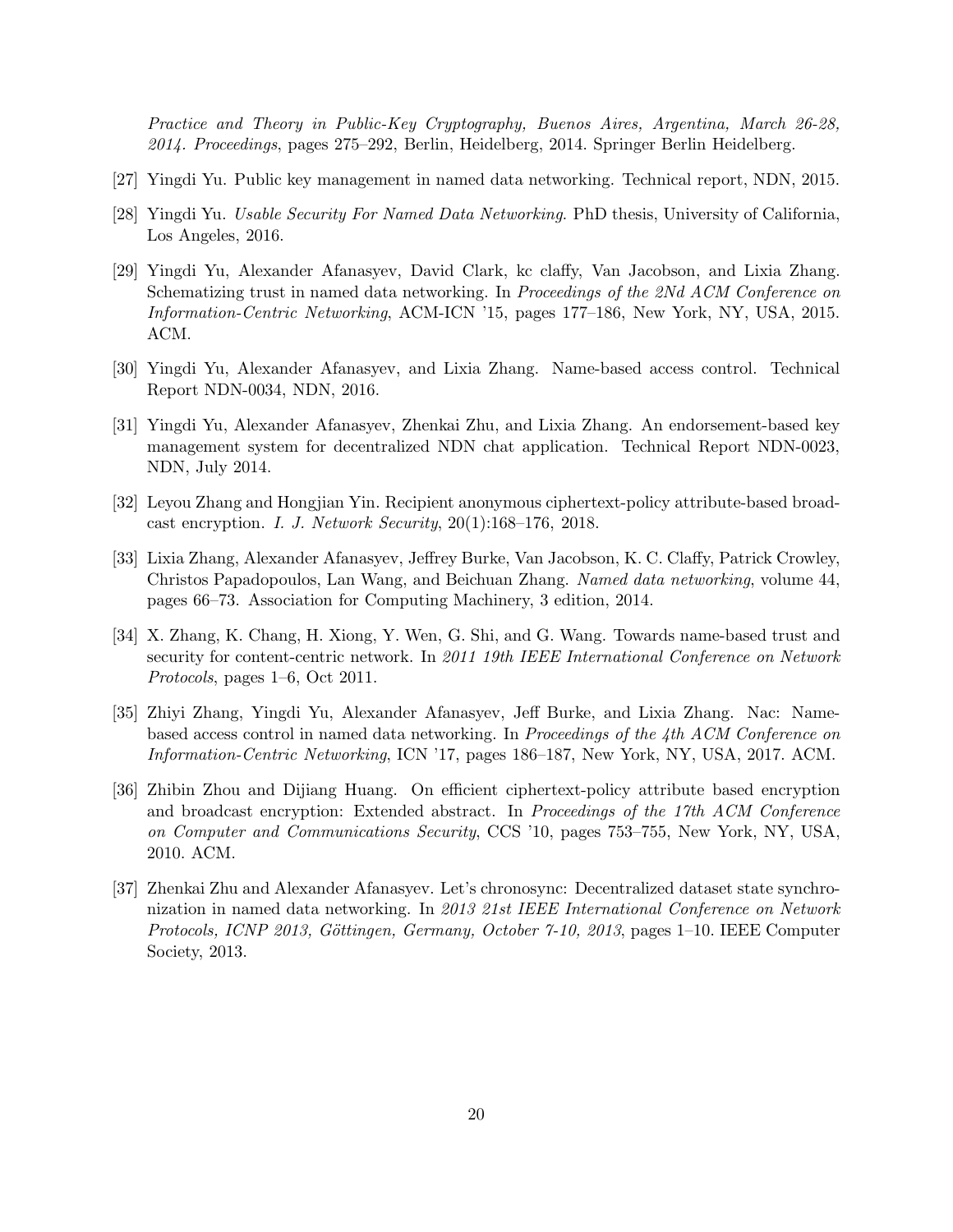*Practice and Theory in Public-Key Cryptography, Buenos Aires, Argentina, March 26-28, 2014. Proceedings*, pages 275–292, Berlin, Heidelberg, 2014. Springer Berlin Heidelberg.

[27] Yingdi Yu. Public key management in named data networking. Technical report, NDN, 2015.

[28] Yingdi Yu. *Usable Security For Named Data Networking*. PhD thesis, University of California, Los Angeles, 2016.

[29] Yingdi Yu, Alexander Afanasyev, David Clark, kc claffy, Van Jacobson, and Lixia Zhang. Schematizing trust in named data networking. In *Proceedings of the 2Nd ACM Conference on Information-Centric Networking*, ACM-ICN '15, pages 177–186, New York, NY, USA, 2015. ACM.

[30] Yingdi Yu, Alexander Afanasyev, and Lixia Zhang. Name-based access control. Technical Report NDN-0034, NDN, 2016.

[31] Yingdi Yu, Alexander Afanasyev, Zhenkai Zhu, and Lixia Zhang. An endorsement-based key management system for decentralized NDN chat application. Technical Report NDN-0023, NDN, July 2014.

[32] Leyou Zhang and Hongjian Yin. Recipient anonymous ciphertext-policy attribute-based broadcast encryption. *I. J. Network Security*, 20(1):168–176, 2018.

[33] Lixia Zhang, Alexander Afanasyev, Jeffrey Burke, Van Jacobson, K. C. Claffy, Patrick Crowley, Christos Papadopoulos, Lan Wang, and Beichuan Zhang. *Named data networking*, volume 44, pages 66–73. Association for Computing Machinery, 3 edition, 2014.

[34] X. Zhang, K. Chang, H. Xiong, Y. Wen, G. Shi, and G. Wang. Towards name-based trust and security for content-centric network. In *2011 19th IEEE International Conference on Network Protocols*, pages 1–6, Oct 2011.

[35] Zhiyi Zhang, Yingdi Yu, Alexander Afanasyev, Jeff Burke, and Lixia Zhang. Nac: Name-based access control in named data networking. In *Proceedings of the 4th ACM Conference on Information-Centric Networking*, ICN '17, pages 186–187, New York, NY, USA, 2017. ACM.

[36] Zhibin Zhou and Dijiang Huang. On efficient ciphertext-policy attribute based encryption and broadcast encryption: Extended abstract. In *Proceedings of the 17th ACM Conference on Computer and Communications Security*, CCS '10, pages 753–755, New York, NY, USA, 2010. ACM.

[37] Zhenkai Zhu and Alexander Afanasyev. Let's chronosync: Decentralized dataset state synchronization in named data networking. In *2013 21st IEEE International Conference on Network Protocols, ICNP 2013, Göttingen, Germany, October 7-10, 2013*, pages 1–10. IEEE Computer Society, 2013.